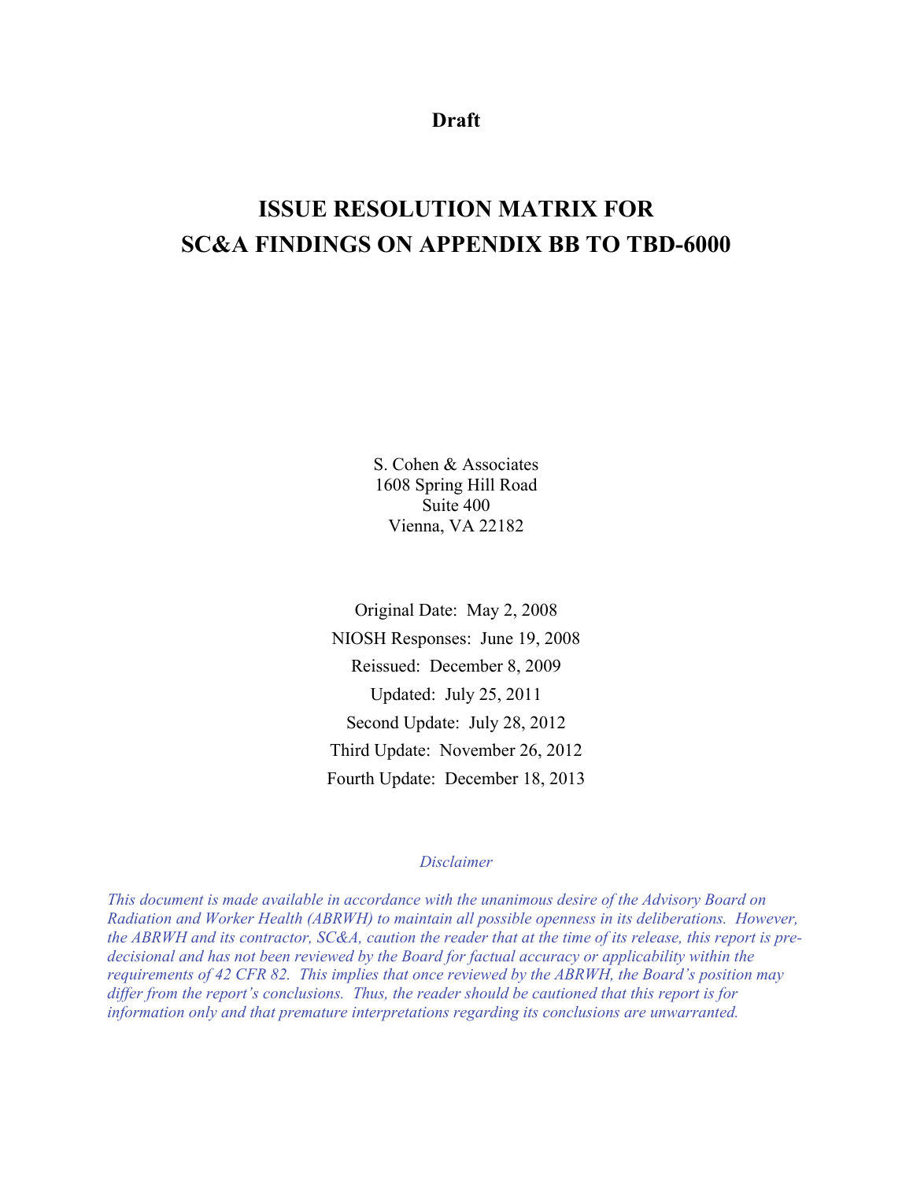**Draft**

# ISSUE RESOLUTION MATRIX FOR SC&A FINDINGS ON APPENDIX BB TO TBD-6000

S. Cohen & Associates
1608 Spring Hill Road
Suite 400
Vienna, VA 22182

Original Date: May 2, 2008
NIOSH Responses: June 19, 2008
Reissued: December 8, 2009
Updated: July 25, 2011
Second Update: July 28, 2012
Third Update: November 26, 2012
Fourth Update: December 18, 2013

*Disclaimer*

*This document is made available in accordance with the unanimous desire of the Advisory Board on Radiation and Worker Health (ABRWH) to maintain all possible openness in its deliberations. However, the ABRWH and its contractor, SC&A, caution the reader that at the time of its release, this report is pre-decisional and has not been reviewed by the Board for factual accuracy or applicability within the requirements of 42 CFR 82. This implies that once reviewed by the ABRWH, the Board's position may differ from the report's conclusions. Thus, the reader should be cautioned that this report is for information only and that premature interpretations regarding its conclusions are unwarranted.*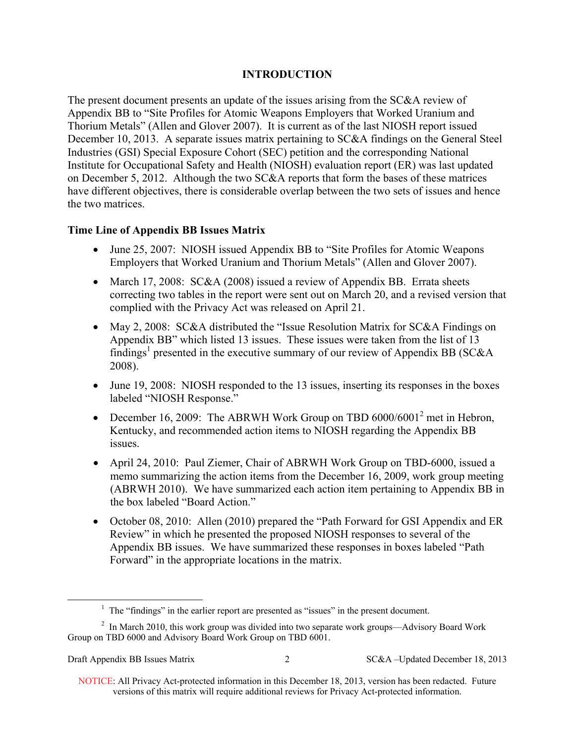## INTRODUCTION

The present document presents an update of the issues arising from the SC&A review of Appendix BB to "Site Profiles for Atomic Weapons Employers that Worked Uranium and Thorium Metals" (Allen and Glover 2007). It is current as of the last NIOSH report issued December 10, 2013. A separate issues matrix pertaining to SC&A findings on the General Steel Industries (GSI) Special Exposure Cohort (SEC) petition and the corresponding National Institute for Occupational Safety and Health (NIOSH) evaluation report (ER) was last updated on December 5, 2012. Although the two SC&A reports that form the bases of these matrices have different objectives, there is considerable overlap between the two sets of issues and hence the two matrices.

### Time Line of Appendix BB Issues Matrix

- June 25, 2007: NIOSH issued Appendix BB to "Site Profiles for Atomic Weapons Employers that Worked Uranium and Thorium Metals" (Allen and Glover 2007).
- March 17, 2008: SC&A (2008) issued a review of Appendix BB. Errata sheets correcting two tables in the report were sent out on March 20, and a revised version that complied with the Privacy Act was released on April 21.
- May 2, 2008: SC&A distributed the "Issue Resolution Matrix for SC&A Findings on Appendix BB" which listed 13 issues. These issues were taken from the list of 13 findings[1] presented in the executive summary of our review of Appendix BB (SC&A 2008).
- June 19, 2008: NIOSH responded to the 13 issues, inserting its responses in the boxes labeled "NIOSH Response."
- December 16, 2009: The ABRWH Work Group on TBD 6000/6001[2] met in Hebron, Kentucky, and recommended action items to NIOSH regarding the Appendix BB issues.
- April 24, 2010: Paul Ziemer, Chair of ABRWH Work Group on TBD-6000, issued a memo summarizing the action items from the December 16, 2009, work group meeting (ABRWH 2010). We have summarized each action item pertaining to Appendix BB in the box labeled "Board Action."
- October 08, 2010: Allen (2010) prepared the "Path Forward for GSI Appendix and ER Review" in which he presented the proposed NIOSH responses to several of the Appendix BB issues. We have summarized these responses in boxes labeled "Path Forward" in the appropriate locations in the matrix.

---

[1] The "findings" in the earlier report are presented as "issues" in the present document.

[2] In March 2010, this work group was divided into two separate work groups—Advisory Board Work Group on TBD 6000 and Advisory Board Work Group on TBD 6001.

NOTICE: All Privacy Act-protected information in this December 18, 2013, version has been redacted. Future versions of this matrix will require additional reviews for Privacy Act-protected information.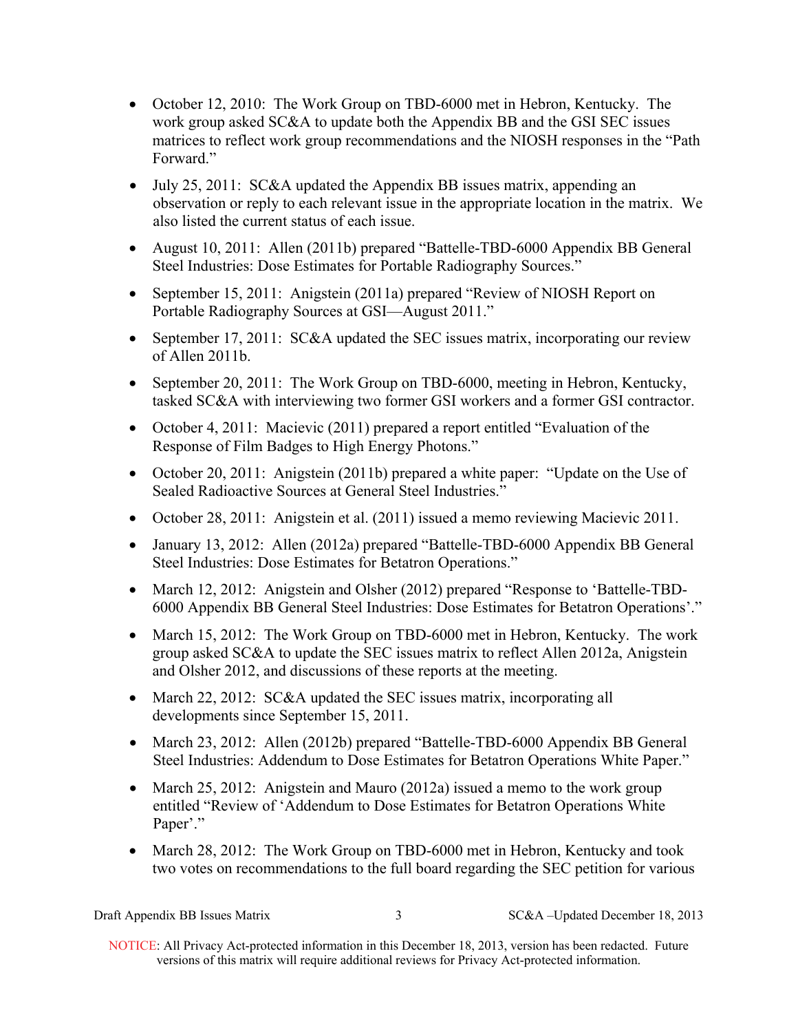- October 12, 2010: The Work Group on TBD-6000 met in Hebron, Kentucky. The work group asked SC&A to update both the Appendix BB and the GSI SEC issues matrices to reflect work group recommendations and the NIOSH responses in the "Path Forward."
- July 25, 2011: SC&A updated the Appendix BB issues matrix, appending an observation or reply to each relevant issue in the appropriate location in the matrix. We also listed the current status of each issue.
- August 10, 2011: Allen (2011b) prepared "Battelle-TBD-6000 Appendix BB General Steel Industries: Dose Estimates for Portable Radiography Sources."
- September 15, 2011: Anigstein (2011a) prepared "Review of NIOSH Report on Portable Radiography Sources at GSI—August 2011."
- September 17, 2011: SC&A updated the SEC issues matrix, incorporating our review of Allen 2011b.
- September 20, 2011: The Work Group on TBD-6000, meeting in Hebron, Kentucky, tasked SC&A with interviewing two former GSI workers and a former GSI contractor.
- October 4, 2011: Macievic (2011) prepared a report entitled "Evaluation of the Response of Film Badges to High Energy Photons."
- October 20, 2011: Anigstein (2011b) prepared a white paper: "Update on the Use of Sealed Radioactive Sources at General Steel Industries."
- October 28, 2011: Anigstein et al. (2011) issued a memo reviewing Macievic 2011.
- January 13, 2012: Allen (2012a) prepared "Battelle-TBD-6000 Appendix BB General Steel Industries: Dose Estimates for Betatron Operations."
- March 12, 2012: Anigstein and Olsher (2012) prepared "Response to 'Battelle-TBD-6000 Appendix BB General Steel Industries: Dose Estimates for Betatron Operations'."
- March 15, 2012: The Work Group on TBD-6000 met in Hebron, Kentucky. The work group asked SC&A to update the SEC issues matrix to reflect Allen 2012a, Anigstein and Olsher 2012, and discussions of these reports at the meeting.
- March 22, 2012: SC&A updated the SEC issues matrix, incorporating all developments since September 15, 2011.
- March 23, 2012: Allen (2012b) prepared "Battelle-TBD-6000 Appendix BB General Steel Industries: Addendum to Dose Estimates for Betatron Operations White Paper."
- March 25, 2012: Anigstein and Mauro (2012a) issued a memo to the work group entitled "Review of 'Addendum to Dose Estimates for Betatron Operations White Paper'."
- March 28, 2012: The Work Group on TBD-6000 met in Hebron, Kentucky and took two votes on recommendations to the full board regarding the SEC petition for various

NOTICE: All Privacy Act-protected information in this December 18, 2013, version has been redacted. Future versions of this matrix will require additional reviews for Privacy Act-protected information.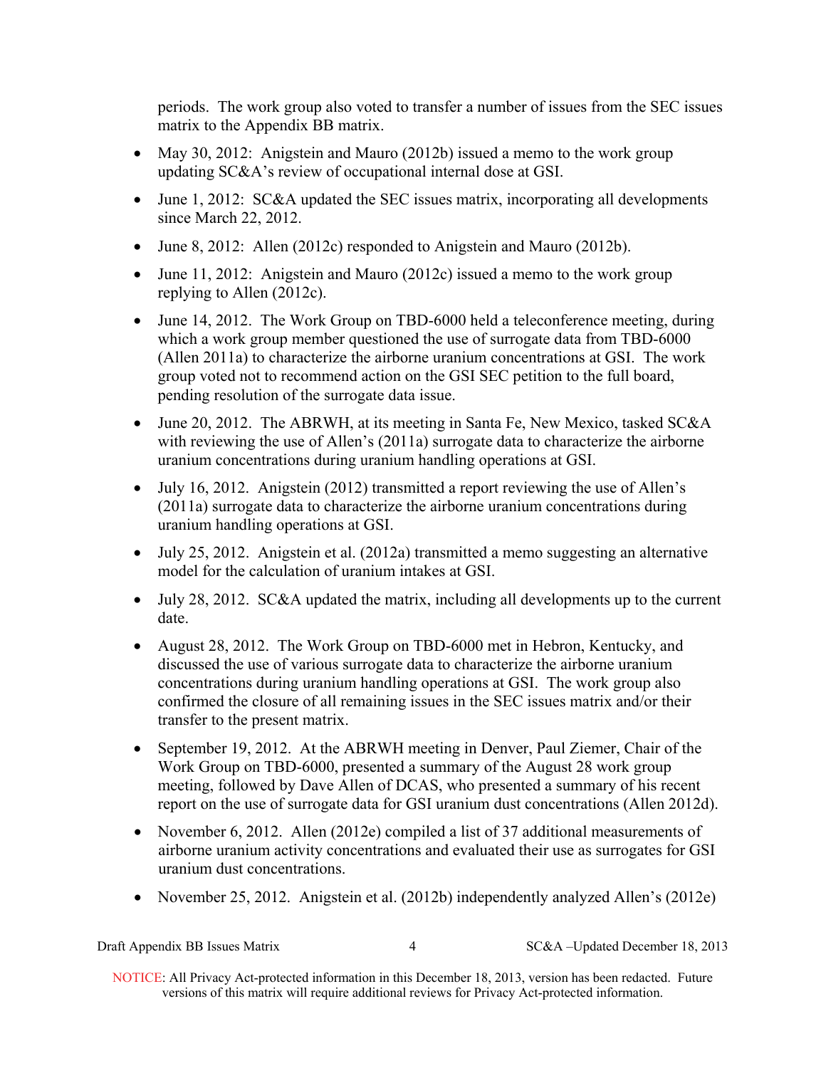periods. The work group also voted to transfer a number of issues from the SEC issues matrix to the Appendix BB matrix.

- May 30, 2012: Anigstein and Mauro (2012b) issued a memo to the work group updating SC&A's review of occupational internal dose at GSI.
- June 1, 2012: SC&A updated the SEC issues matrix, incorporating all developments since March 22, 2012.
- June 8, 2012: Allen (2012c) responded to Anigstein and Mauro (2012b).
- June 11, 2012: Anigstein and Mauro (2012c) issued a memo to the work group replying to Allen (2012c).
- June 14, 2012. The Work Group on TBD-6000 held a teleconference meeting, during which a work group member questioned the use of surrogate data from TBD-6000 (Allen 2011a) to characterize the airborne uranium concentrations at GSI. The work group voted not to recommend action on the GSI SEC petition to the full board, pending resolution of the surrogate data issue.
- June 20, 2012. The ABRWH, at its meeting in Santa Fe, New Mexico, tasked SC&A with reviewing the use of Allen's (2011a) surrogate data to characterize the airborne uranium concentrations during uranium handling operations at GSI.
- July 16, 2012. Anigstein (2012) transmitted a report reviewing the use of Allen's (2011a) surrogate data to characterize the airborne uranium concentrations during uranium handling operations at GSI.
- July 25, 2012. Anigstein et al. (2012a) transmitted a memo suggesting an alternative model for the calculation of uranium intakes at GSI.
- July 28, 2012. SC&A updated the matrix, including all developments up to the current date.
- August 28, 2012. The Work Group on TBD-6000 met in Hebron, Kentucky, and discussed the use of various surrogate data to characterize the airborne uranium concentrations during uranium handling operations at GSI. The work group also confirmed the closure of all remaining issues in the SEC issues matrix and/or their transfer to the present matrix.
- September 19, 2012. At the ABRWH meeting in Denver, Paul Ziemer, Chair of the Work Group on TBD-6000, presented a summary of the August 28 work group meeting, followed by Dave Allen of DCAS, who presented a summary of his recent report on the use of surrogate data for GSI uranium dust concentrations (Allen 2012d).
- November 6, 2012. Allen (2012e) compiled a list of 37 additional measurements of airborne uranium activity concentrations and evaluated their use as surrogates for GSI uranium dust concentrations.
- November 25, 2012. Anigstein et al. (2012b) independently analyzed Allen's (2012e)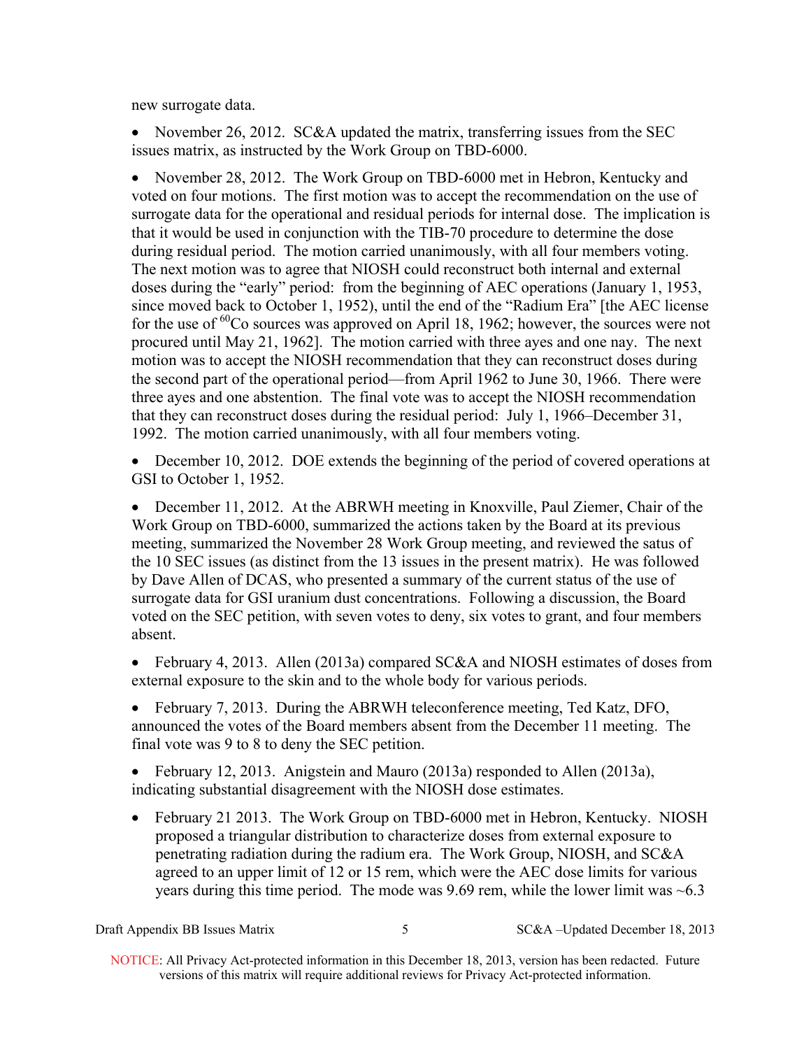new surrogate data.

- November 26, 2012. SC&A updated the matrix, transferring issues from the SEC issues matrix, as instructed by the Work Group on TBD-6000.

- November 28, 2012. The Work Group on TBD-6000 met in Hebron, Kentucky and voted on four motions. The first motion was to accept the recommendation on the use of surrogate data for the operational and residual periods for internal dose. The implication is that it would be used in conjunction with the TIB-70 procedure to determine the dose during residual period. The motion carried unanimously, with all four members voting. The next motion was to agree that NIOSH could reconstruct both internal and external doses during the "early" period: from the beginning of AEC operations (January 1, 1953, since moved back to October 1, 1952), until the end of the "Radium Era" [the AEC license for the use of $^{60}$Co sources was approved on April 18, 1962; however, the sources were not procured until May 21, 1962]. The motion carried with three ayes and one nay. The next motion was to accept the NIOSH recommendation that they can reconstruct doses during the second part of the operational period—from April 1962 to June 30, 1966. There were three ayes and one abstention. The final vote was to accept the NIOSH recommendation that they can reconstruct doses during the residual period: July 1, 1966–December 31, 1992. The motion carried unanimously, with all four members voting.

- December 10, 2012. DOE extends the beginning of the period of covered operations at GSI to October 1, 1952.

- December 11, 2012. At the ABRWH meeting in Knoxville, Paul Ziemer, Chair of the Work Group on TBD-6000, summarized the actions taken by the Board at its previous meeting, summarized the November 28 Work Group meeting, and reviewed the satus of the 10 SEC issues (as distinct from the 13 issues in the present matrix). He was followed by Dave Allen of DCAS, who presented a summary of the current status of the use of surrogate data for GSI uranium dust concentrations. Following a discussion, the Board voted on the SEC petition, with seven votes to deny, six votes to grant, and four members absent.

- February 4, 2013. Allen (2013a) compared SC&A and NIOSH estimates of doses from external exposure to the skin and to the whole body for various periods.

- February 7, 2013. During the ABRWH teleconference meeting, Ted Katz, DFO, announced the votes of the Board members absent from the December 11 meeting. The final vote was 9 to 8 to deny the SEC petition.

- February 12, 2013. Anigstein and Mauro (2013a) responded to Allen (2013a), indicating substantial disagreement with the NIOSH dose estimates.

- February 21 2013. The Work Group on TBD-6000 met in Hebron, Kentucky. NIOSH proposed a triangular distribution to characterize doses from external exposure to penetrating radiation during the radium era. The Work Group, NIOSH, and SC&A agreed to an upper limit of 12 or 15 rem, which were the AEC dose limits for various years during this time period. The mode was 9.69 rem, while the lower limit was ~6.3

NOTICE: All Privacy Act-protected information in this December 18, 2013, version has been redacted. Future versions of this matrix will require additional reviews for Privacy Act-protected information.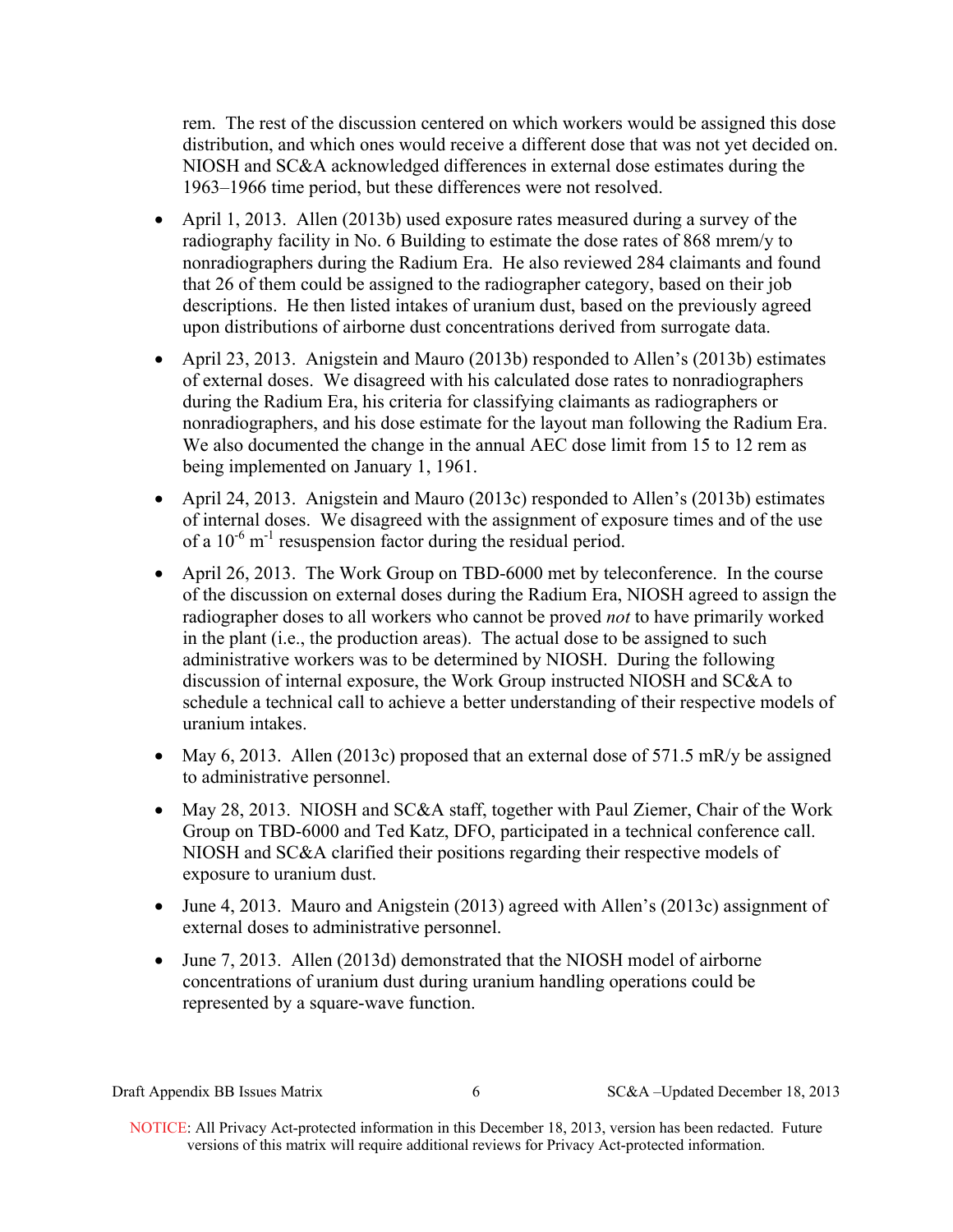rem. The rest of the discussion centered on which workers would be assigned this dose distribution, and which ones would receive a different dose that was not yet decided on. NIOSH and SC&A acknowledged differences in external dose estimates during the 1963–1966 time period, but these differences were not resolved.

- April 1, 2013. Allen (2013b) used exposure rates measured during a survey of the radiography facility in No. 6 Building to estimate the dose rates of 868 mrem/y to nonradiographers during the Radium Era. He also reviewed 284 claimants and found that 26 of them could be assigned to the radiographer category, based on their job descriptions. He then listed intakes of uranium dust, based on the previously agreed upon distributions of airborne dust concentrations derived from surrogate data.
- April 23, 2013. Anigstein and Mauro (2013b) responded to Allen's (2013b) estimates of external doses. We disagreed with his calculated dose rates to nonradiographers during the Radium Era, his criteria for classifying claimants as radiographers or nonradiographers, and his dose estimate for the layout man following the Radium Era. We also documented the change in the annual AEC dose limit from 15 to 12 rem as being implemented on January 1, 1961.
- April 24, 2013. Anigstein and Mauro (2013c) responded to Allen's (2013b) estimates of internal doses. We disagreed with the assignment of exposure times and of the use of a $10^{-6}$ $m^{-1}$ resuspension factor during the residual period.
- April 26, 2013. The Work Group on TBD-6000 met by teleconference. In the course of the discussion on external doses during the Radium Era, NIOSH agreed to assign the radiographer doses to all workers who cannot be proved *not* to have primarily worked in the plant (i.e., the production areas). The actual dose to be assigned to such administrative workers was to be determined by NIOSH. During the following discussion of internal exposure, the Work Group instructed NIOSH and SC&A to schedule a technical call to achieve a better understanding of their respective models of uranium intakes.
- May 6, 2013. Allen (2013c) proposed that an external dose of 571.5 mR/y be assigned to administrative personnel.
- May 28, 2013. NIOSH and SC&A staff, together with Paul Ziemer, Chair of the Work Group on TBD-6000 and Ted Katz, DFO, participated in a technical conference call. NIOSH and SC&A clarified their positions regarding their respective models of exposure to uranium dust.
- June 4, 2013. Mauro and Anigstein (2013) agreed with Allen's (2013c) assignment of external doses to administrative personnel.
- June 7, 2013. Allen (2013d) demonstrated that the NIOSH model of airborne concentrations of uranium dust during uranium handling operations could be represented by a square-wave function.

NOTICE: All Privacy Act-protected information in this December 18, 2013, version has been redacted. Future versions of this matrix will require additional reviews for Privacy Act-protected information.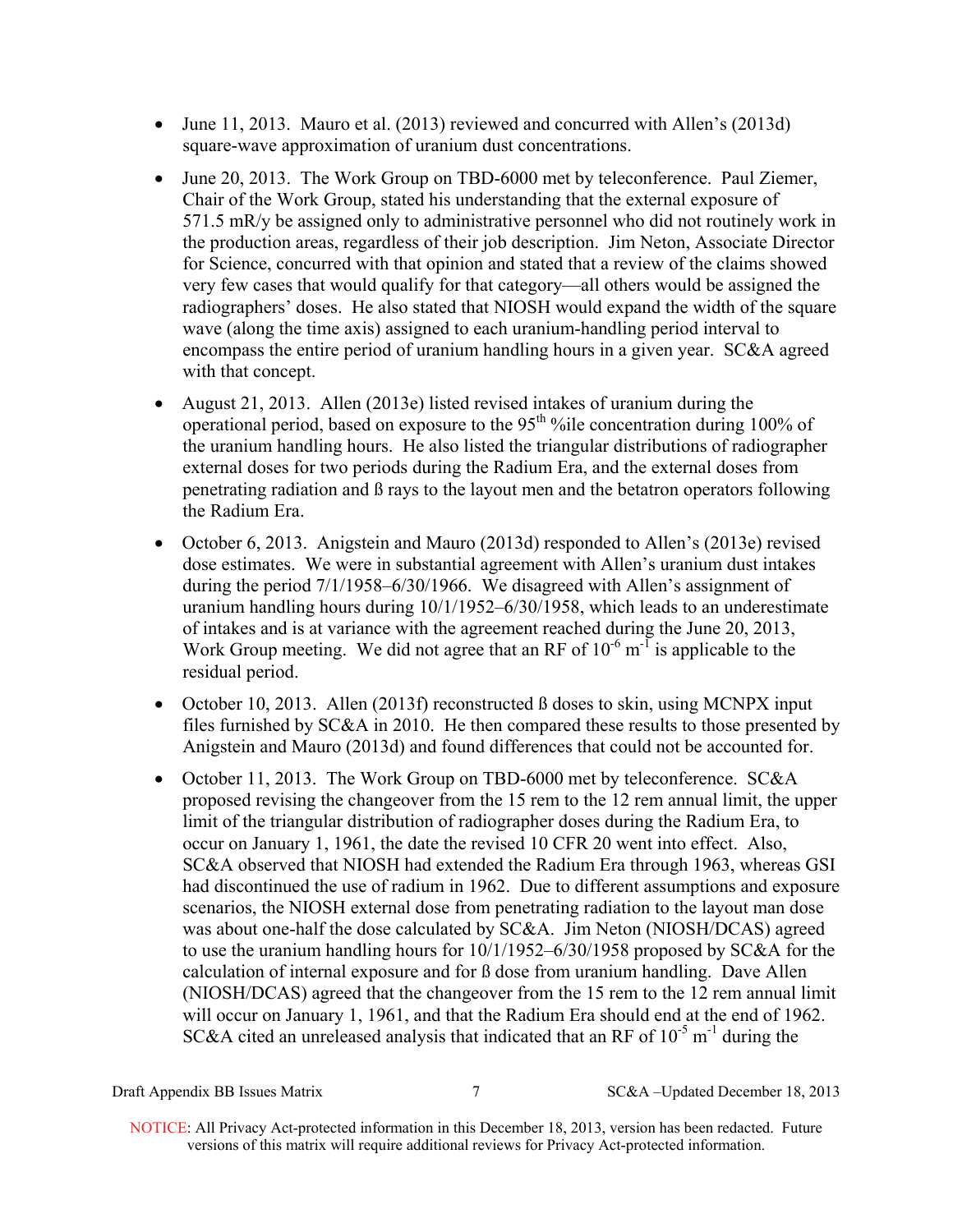- June 11, 2013. Mauro et al. (2013) reviewed and concurred with Allen's (2013d) square-wave approximation of uranium dust concentrations.
- June 20, 2013. The Work Group on TBD-6000 met by teleconference. Paul Ziemer, Chair of the Work Group, stated his understanding that the external exposure of 571.5 mR/y be assigned only to administrative personnel who did not routinely work in the production areas, regardless of their job description. Jim Neton, Associate Director for Science, concurred with that opinion and stated that a review of the claims showed very few cases that would qualify for that category—all others would be assigned the radiographers' doses. He also stated that NIOSH would expand the width of the square wave (along the time axis) assigned to each uranium-handling period interval to encompass the entire period of uranium handling hours in a given year. SC&A agreed with that concept.
- August 21, 2013. Allen (2013e) listed revised intakes of uranium during the operational period, based on exposure to the 95th %ile concentration during 100% of the uranium handling hours. He also listed the triangular distributions of radiographer external doses for two periods during the Radium Era, and the external doses from penetrating radiation and ß rays to the layout men and the betatron operators following the Radium Era.
- October 6, 2013. Anigstein and Mauro (2013d) responded to Allen's (2013e) revised dose estimates. We were in substantial agreement with Allen's uranium dust intakes during the period 7/1/1958–6/30/1966. We disagreed with Allen's assignment of uranium handling hours during 10/1/1952–6/30/1958, which leads to an underestimate of intakes and is at variance with the agreement reached during the June 20, 2013, Work Group meeting. We did not agree that an RF of $10^{-6}$ $m^{-1}$ is applicable to the residual period.
- October 10, 2013. Allen (2013f) reconstructed ß doses to skin, using MCNPX input files furnished by SC&A in 2010. He then compared these results to those presented by Anigstein and Mauro (2013d) and found differences that could not be accounted for.
- October 11, 2013. The Work Group on TBD-6000 met by teleconference. SC&A proposed revising the changeover from the 15 rem to the 12 rem annual limit, the upper limit of the triangular distribution of radiographer doses during the Radium Era, to occur on January 1, 1961, the date the revised 10 CFR 20 went into effect. Also, SC&A observed that NIOSH had extended the Radium Era through 1963, whereas GSI had discontinued the use of radium in 1962. Due to different assumptions and exposure scenarios, the NIOSH external dose from penetrating radiation to the layout man dose was about one-half the dose calculated by SC&A. Jim Neton (NIOSH/DCAS) agreed to use the uranium handling hours for 10/1/1952–6/30/1958 proposed by SC&A for the calculation of internal exposure and for ß dose from uranium handling. Dave Allen (NIOSH/DCAS) agreed that the changeover from the 15 rem to the 12 rem annual limit will occur on January 1, 1961, and that the Radium Era should end at the end of 1962. SC&A cited an unreleased analysis that indicated that an RF of $10^{-5}$ $m^{-1}$ during the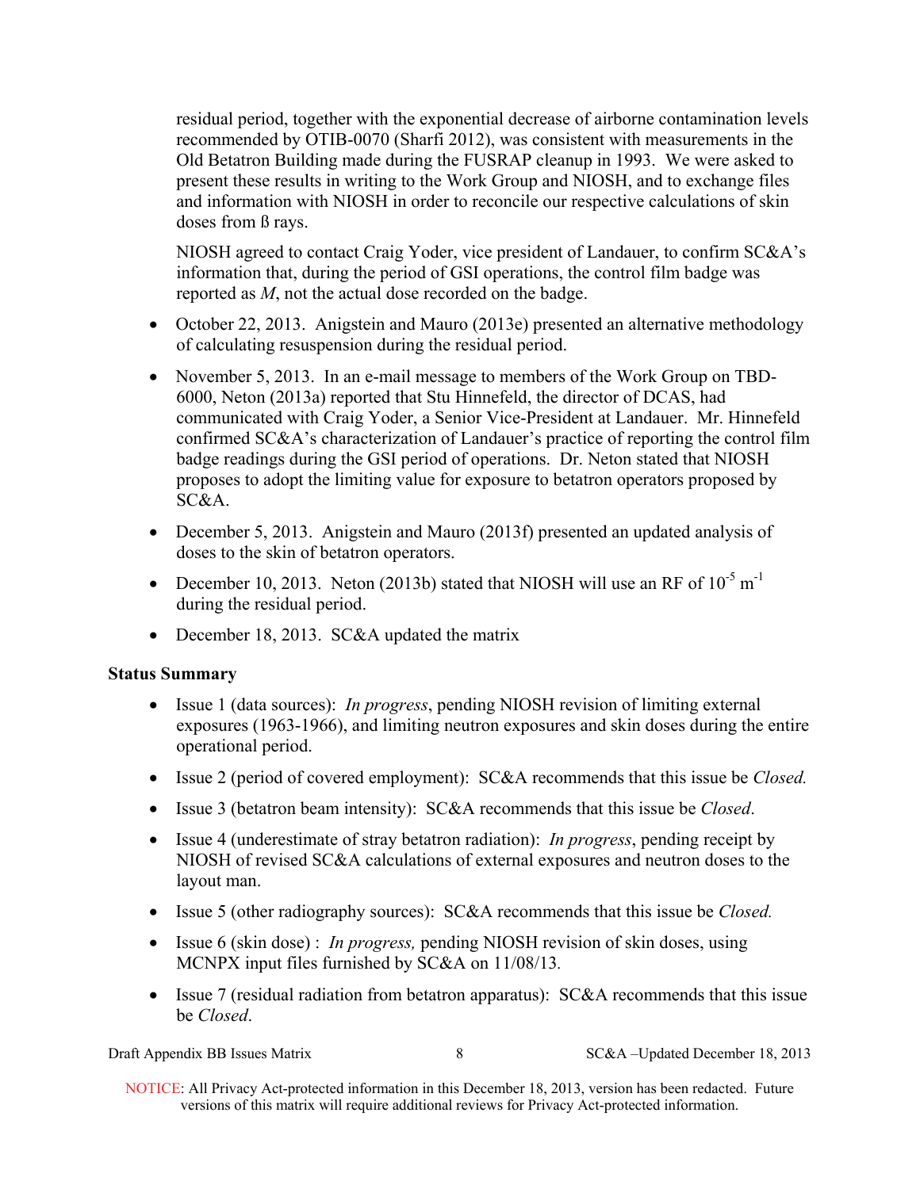residual period, together with the exponential decrease of airborne contamination levels recommended by OTIB-0070 (Sharfi 2012), was consistent with measurements in the Old Betatron Building made during the FUSRAP cleanup in 1993. We were asked to present these results in writing to the Work Group and NIOSH, and to exchange files and information with NIOSH in order to reconcile our respective calculations of skin doses from ß rays.

NIOSH agreed to contact Craig Yoder, vice president of Landauer, to confirm SC&A's information that, during the period of GSI operations, the control film badge was reported as *M*, not the actual dose recorded on the badge.

- October 22, 2013. Anigstein and Mauro (2013e) presented an alternative methodology of calculating resuspension during the residual period.
- November 5, 2013. In an e-mail message to members of the Work Group on TBD-6000, Neton (2013a) reported that Stu Hinnefeld, the director of DCAS, had communicated with Craig Yoder, a Senior Vice-President at Landauer. Mr. Hinnefeld confirmed SC&A's characterization of Landauer's practice of reporting the control film badge readings during the GSI period of operations. Dr. Neton stated that NIOSH proposes to adopt the limiting value for exposure to betatron operators proposed by SC&A.
- December 5, 2013. Anigstein and Mauro (2013f) presented an updated analysis of doses to the skin of betatron operators.
- December 10, 2013. Neton (2013b) stated that NIOSH will use an RF of $10^{-5}$ $m^{-1}$ during the residual period.
- December 18, 2013. SC&A updated the matrix

**Status Summary**

- Issue 1 (data sources): *In progress*, pending NIOSH revision of limiting external exposures (1963-1966), and limiting neutron exposures and skin doses during the entire operational period.
- Issue 2 (period of covered employment): SC&A recommends that this issue be *Closed.*
- Issue 3 (betatron beam intensity): SC&A recommends that this issue be *Closed*.
- Issue 4 (underestimate of stray betatron radiation): *In progress*, pending receipt by NIOSH of revised SC&A calculations of external exposures and neutron doses to the layout man.
- Issue 5 (other radiography sources): SC&A recommends that this issue be *Closed.*
- Issue 6 (skin dose) : *In progress,* pending NIOSH revision of skin doses, using MCNPX input files furnished by SC&A on 11/08/13.
- Issue 7 (residual radiation from betatron apparatus): SC&A recommends that this issue be *Closed*.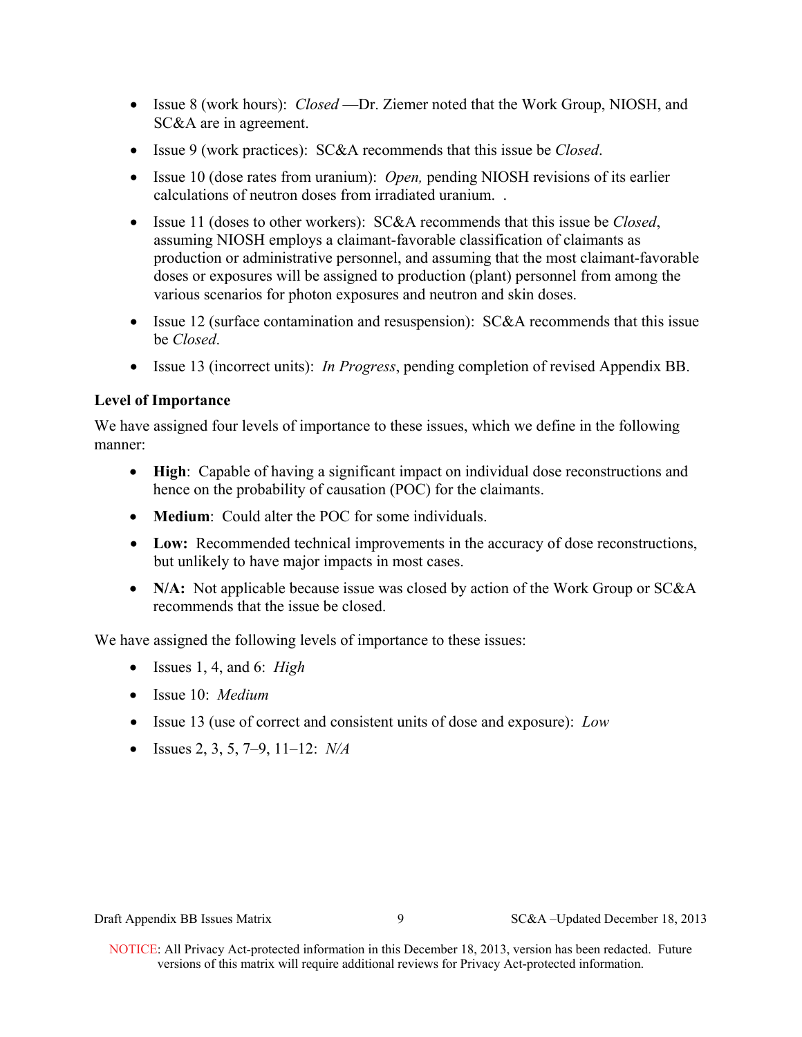- Issue 8 (work hours): *Closed* —Dr. Ziemer noted that the Work Group, NIOSH, and SC&A are in agreement.
- Issue 9 (work practices): SC&A recommends that this issue be *Closed*.
- Issue 10 (dose rates from uranium): *Open,* pending NIOSH revisions of its earlier calculations of neutron doses from irradiated uranium. .
- Issue 11 (doses to other workers): SC&A recommends that this issue be *Closed*, assuming NIOSH employs a claimant-favorable classification of claimants as production or administrative personnel, and assuming that the most claimant-favorable doses or exposures will be assigned to production (plant) personnel from among the various scenarios for photon exposures and neutron and skin doses.
- Issue 12 (surface contamination and resuspension): SC&A recommends that this issue be *Closed*.
- Issue 13 (incorrect units): *In Progress*, pending completion of revised Appendix BB.

### Level of Importance

We have assigned four levels of importance to these issues, which we define in the following manner:

- **High**: Capable of having a significant impact on individual dose reconstructions and hence on the probability of causation (POC) for the claimants.
- **Medium**: Could alter the POC for some individuals.
- **Low:** Recommended technical improvements in the accuracy of dose reconstructions, but unlikely to have major impacts in most cases.
- **N/A:** Not applicable because issue was closed by action of the Work Group or SC&A recommends that the issue be closed.

We have assigned the following levels of importance to these issues:

- Issues 1, 4, and 6: *High*
- Issue 10: *Medium*
- Issue 13 (use of correct and consistent units of dose and exposure): *Low*
- Issues 2, 3, 5, 7–9, 11–12: *N/A*

NOTICE: All Privacy Act-protected information in this December 18, 2013, version has been redacted. Future versions of this matrix will require additional reviews for Privacy Act-protected information.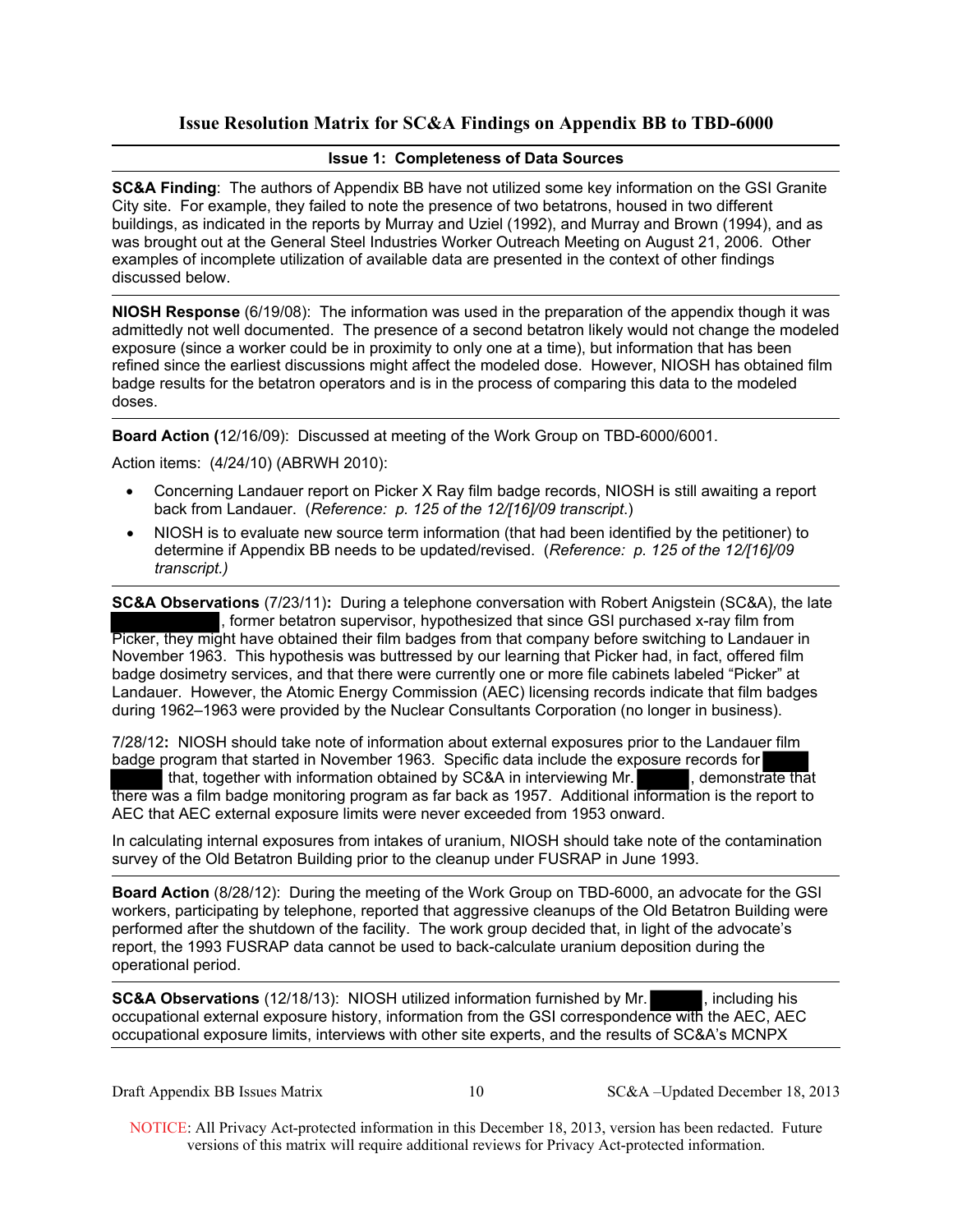## Issue Resolution Matrix for SC&A Findings on Appendix BB to TBD-6000

### Issue 1: Completeness of Data Sources

**SC&A Finding**: The authors of Appendix BB have not utilized some key information on the GSI Granite City site. For example, they failed to note the presence of two betatrons, housed in two different buildings, as indicated in the reports by Murray and Uziel (1992), and Murray and Brown (1994), and as was brought out at the General Steel Industries Worker Outreach Meeting on August 21, 2006. Other examples of incomplete utilization of available data are presented in the context of other findings discussed below.

**NIOSH Response** (6/19/08): The information was used in the preparation of the appendix though it was admittedly not well documented. The presence of a second betatron likely would not change the modeled exposure (since a worker could be in proximity to only one at a time), but information that has been refined since the earliest discussions might affect the modeled dose. However, NIOSH has obtained film badge results for the betatron operators and is in the process of comparing this data to the modeled doses.

**Board Action (**12/16/09): Discussed at meeting of the Work Group on TBD-6000/6001.

Action items: (4/24/10) (ABRWH 2010):

- Concerning Landauer report on Picker X Ray film badge records, NIOSH is still awaiting a report back from Landauer. (*Reference: p. 125 of the 12/[16]/09 transcript.*)
- NIOSH is to evaluate new source term information (that had been identified by the petitioner) to determine if Appendix BB needs to be updated/revised. (*Reference: p. 125 of the 12/[16]/09 transcript.)*

**SC&A Observations** (7/23/11)**:** During a telephone conversation with Robert Anigstein (SC&A), the late [REDACTED], former betatron supervisor, hypothesized that since GSI purchased x-ray film from Picker, they might have obtained their film badges from that company before switching to Landauer in November 1963. This hypothesis was buttressed by our learning that Picker had, in fact, offered film badge dosimetry services, and that there were currently one or more file cabinets labeled "Picker" at Landauer. However, the Atomic Energy Commission (AEC) licensing records indicate that film badges during 1962–1963 were provided by the Nuclear Consultants Corporation (no longer in business).

7/28/12**:** NIOSH should take note of information about external exposures prior to the Landauer film badge program that started in November 1963. Specific data include the exposure records for [REDACTED] that, together with information obtained by SC&A in interviewing Mr. [REDACTED], demonstrate that there was a film badge monitoring program as far back as 1957. Additional information is the report to AEC that AEC external exposure limits were never exceeded from 1953 onward.

In calculating internal exposures from intakes of uranium, NIOSH should take note of the contamination survey of the Old Betatron Building prior to the cleanup under FUSRAP in June 1993.

**Board Action** (8/28/12): During the meeting of the Work Group on TBD-6000, an advocate for the GSI workers, participating by telephone, reported that aggressive cleanups of the Old Betatron Building were performed after the shutdown of the facility. The work group decided that, in light of the advocate's report, the 1993 FUSRAP data cannot be used to back-calculate uranium deposition during the operational period.

**SC&A Observations** (12/18/13): NIOSH utilized information furnished by Mr. [REDACTED], including his occupational external exposure history, information from the GSI correspondence with the AEC, AEC occupational exposure limits, interviews with other site experts, and the results of SC&A's MCNPX

NOTICE: All Privacy Act-protected information in this December 18, 2013, version has been redacted. Future versions of this matrix will require additional reviews for Privacy Act-protected information.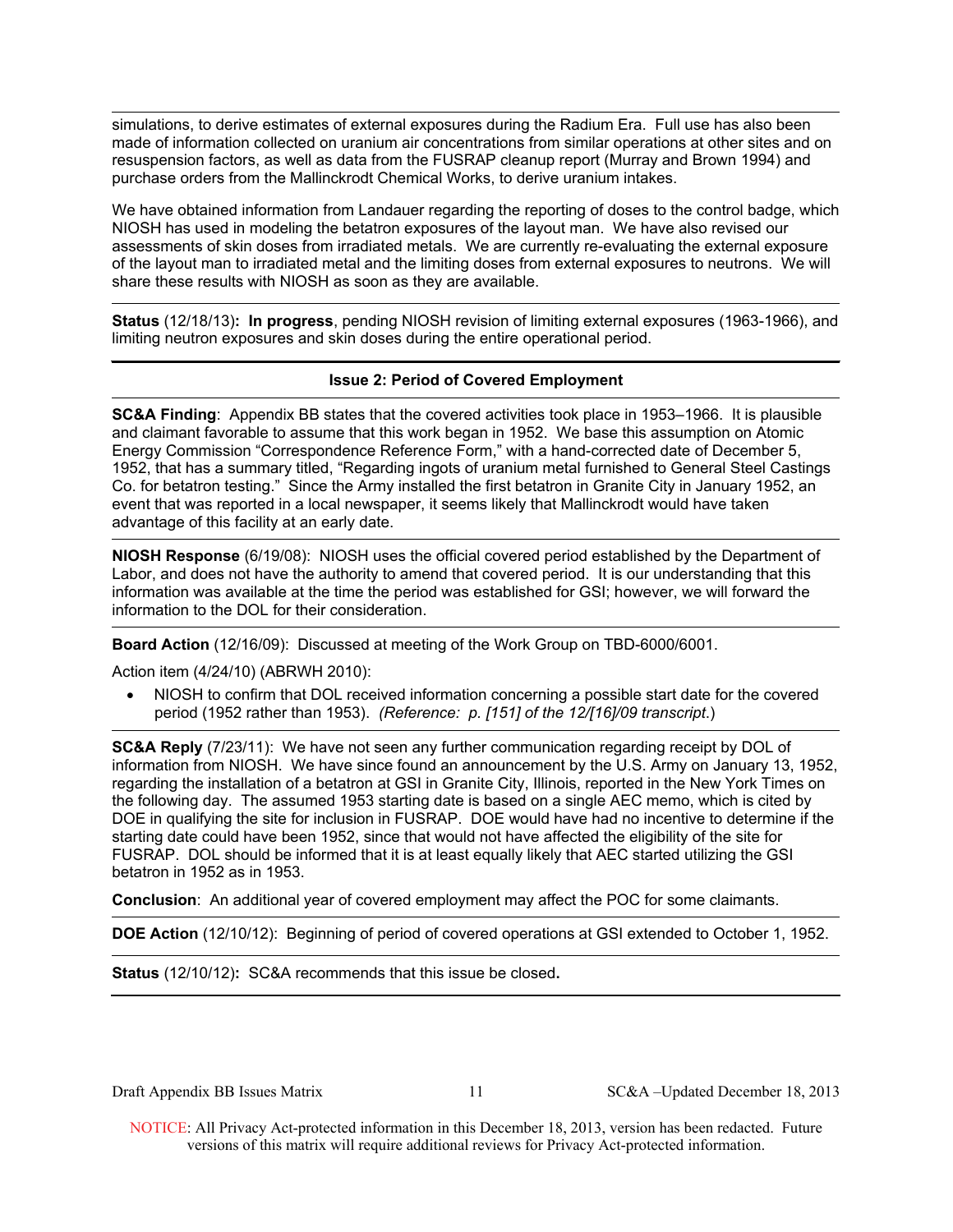simulations, to derive estimates of external exposures during the Radium Era. Full use has also been made of information collected on uranium air concentrations from similar operations at other sites and on resuspension factors, as well as data from the FUSRAP cleanup report (Murray and Brown 1994) and purchase orders from the Mallinckrodt Chemical Works, to derive uranium intakes.

We have obtained information from Landauer regarding the reporting of doses to the control badge, which NIOSH has used in modeling the betatron exposures of the layout man. We have also revised our assessments of skin doses from irradiated metals. We are currently re-evaluating the external exposure of the layout man to irradiated metal and the limiting doses from external exposures to neutrons. We will share these results with NIOSH as soon as they are available.

**Status** (12/18/13)**: In progress**, pending NIOSH revision of limiting external exposures (1963-1966), and limiting neutron exposures and skin doses during the entire operational period.

### Issue 2: Period of Covered Employment

**SC&A Finding**: Appendix BB states that the covered activities took place in 1953–1966. It is plausible and claimant favorable to assume that this work began in 1952. We base this assumption on Atomic Energy Commission "Correspondence Reference Form," with a hand-corrected date of December 5, 1952, that has a summary titled, "Regarding ingots of uranium metal furnished to General Steel Castings Co. for betatron testing." Since the Army installed the first betatron in Granite City in January 1952, an event that was reported in a local newspaper, it seems likely that Mallinckrodt would have taken advantage of this facility at an early date.

**NIOSH Response** (6/19/08): NIOSH uses the official covered period established by the Department of Labor, and does not have the authority to amend that covered period. It is our understanding that this information was available at the time the period was established for GSI; however, we will forward the information to the DOL for their consideration.

**Board Action** (12/16/09): Discussed at meeting of the Work Group on TBD-6000/6001.

Action item (4/24/10) (ABRWH 2010):

- NIOSH to confirm that DOL received information concerning a possible start date for the covered period (1952 rather than 1953). *(Reference: p. [151] of the 12/[16]/09 transcript.)*

**SC&A Reply** (7/23/11): We have not seen any further communication regarding receipt by DOL of information from NIOSH. We have since found an announcement by the U.S. Army on January 13, 1952, regarding the installation of a betatron at GSI in Granite City, Illinois, reported in the New York Times on the following day. The assumed 1953 starting date is based on a single AEC memo, which is cited by DOE in qualifying the site for inclusion in FUSRAP. DOE would have had no incentive to determine if the starting date could have been 1952, since that would not have affected the eligibility of the site for FUSRAP. DOL should be informed that it is at least equally likely that AEC started utilizing the GSI betatron in 1952 as in 1953.

**Conclusion**: An additional year of covered employment may affect the POC for some claimants.

**DOE Action** (12/10/12): Beginning of period of covered operations at GSI extended to October 1, 1952.

**Status** (12/10/12)**:** SC&A recommends that this issue be closed**.**

NOTICE: All Privacy Act-protected information in this December 18, 2013, version has been redacted. Future versions of this matrix will require additional reviews for Privacy Act-protected information.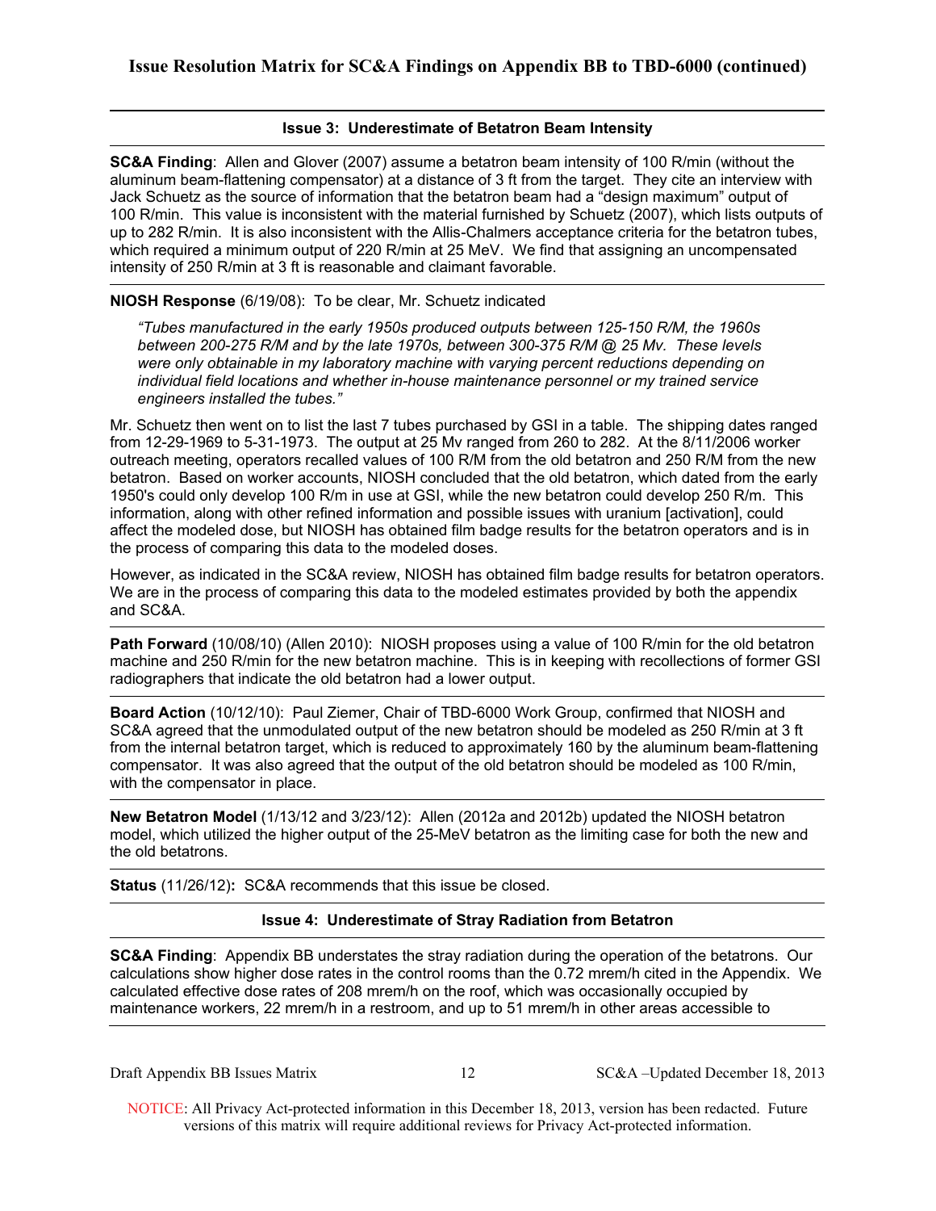### Issue 3: Underestimate of Betatron Beam Intensity

**SC&A Finding**: Allen and Glover (2007) assume a betatron beam intensity of 100 R/min (without the aluminum beam-flattening compensator) at a distance of 3 ft from the target. They cite an interview with Jack Schuetz as the source of information that the betatron beam had a "design maximum" output of 100 R/min. This value is inconsistent with the material furnished by Schuetz (2007), which lists outputs of up to 282 R/min. It is also inconsistent with the Allis-Chalmers acceptance criteria for the betatron tubes, which required a minimum output of 220 R/min at 25 MeV. We find that assigning an uncompensated intensity of 250 R/min at 3 ft is reasonable and claimant favorable.

**NIOSH Response** (6/19/08): To be clear, Mr. Schuetz indicated

> *"Tubes manufactured in the early 1950s produced outputs between 125-150 R/M, the 1960s between 200-275 R/M and by the late 1970s, between 300-375 R/M @ 25 Mv. These levels were only obtainable in my laboratory machine with varying percent reductions depending on individual field locations and whether in-house maintenance personnel or my trained service engineers installed the tubes."*

Mr. Schuetz then went on to list the last 7 tubes purchased by GSI in a table. The shipping dates ranged from 12-29-1969 to 5-31-1973. The output at 25 Mv ranged from 260 to 282. At the 8/11/2006 worker outreach meeting, operators recalled values of 100 R/M from the old betatron and 250 R/M from the new betatron. Based on worker accounts, NIOSH concluded that the old betatron, which dated from the early 1950's could only develop 100 R/m in use at GSI, while the new betatron could develop 250 R/m. This information, along with other refined information and possible issues with uranium [activation], could affect the modeled dose, but NIOSH has obtained film badge results for the betatron operators and is in the process of comparing this data to the modeled doses.

However, as indicated in the SC&A review, NIOSH has obtained film badge results for betatron operators. We are in the process of comparing this data to the modeled estimates provided by both the appendix and SC&A.

**Path Forward** (10/08/10) (Allen 2010): NIOSH proposes using a value of 100 R/min for the old betatron machine and 250 R/min for the new betatron machine. This is in keeping with recollections of former GSI radiographers that indicate the old betatron had a lower output.

**Board Action** (10/12/10): Paul Ziemer, Chair of TBD-6000 Work Group, confirmed that NIOSH and SC&A agreed that the unmodulated output of the new betatron should be modeled as 250 R/min at 3 ft from the internal betatron target, which is reduced to approximately 160 by the aluminum beam-flattening compensator. It was also agreed that the output of the old betatron should be modeled as 100 R/min, with the compensator in place.

**New Betatron Model** (1/13/12 and 3/23/12): Allen (2012a and 2012b) updated the NIOSH betatron model, which utilized the higher output of the 25-MeV betatron as the limiting case for both the new and the old betatrons.

**Status** (11/26/12)**:** SC&A recommends that this issue be closed.

### Issue 4: Underestimate of Stray Radiation from Betatron

**SC&A Finding**: Appendix BB understates the stray radiation during the operation of the betatrons. Our calculations show higher dose rates in the control rooms than the 0.72 mrem/h cited in the Appendix. We calculated effective dose rates of 208 mrem/h on the roof, which was occasionally occupied by maintenance workers, 22 mrem/h in a restroom, and up to 51 mrem/h in other areas accessible to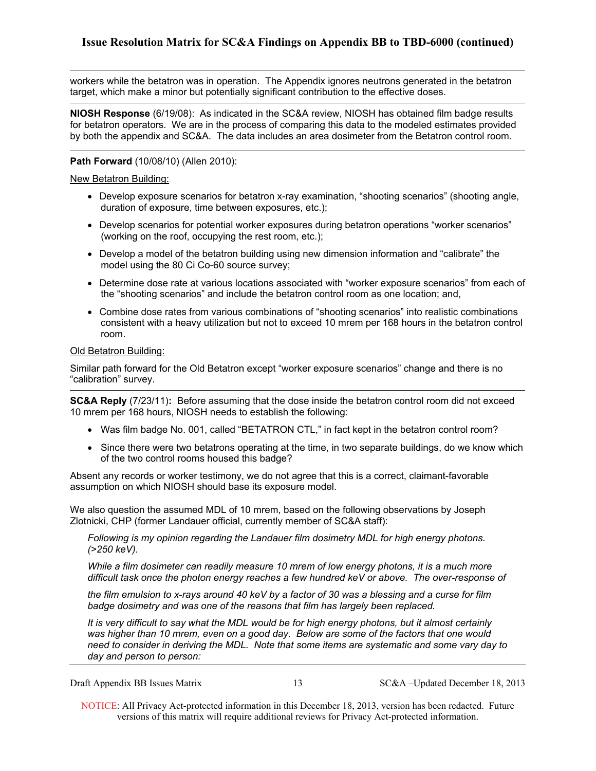workers while the betatron was in operation. The Appendix ignores neutrons generated in the betatron target, which make a minor but potentially significant contribution to the effective doses.

---

**NIOSH Response** (6/19/08): As indicated in the SC&A review, NIOSH has obtained film badge results for betatron operators. We are in the process of comparing this data to the modeled estimates provided by both the appendix and SC&A. The data includes an area dosimeter from the Betatron control room.

---

**Path Forward** (10/08/10) (Allen 2010):

New Betatron Building:

- Develop exposure scenarios for betatron x-ray examination, "shooting scenarios" (shooting angle, duration of exposure, time between exposures, etc.);
- Develop scenarios for potential worker exposures during betatron operations "worker scenarios" (working on the roof, occupying the rest room, etc.);
- Develop a model of the betatron building using new dimension information and "calibrate" the model using the 80 Ci Co-60 source survey;
- Determine dose rate at various locations associated with "worker exposure scenarios" from each of the "shooting scenarios" and include the betatron control room as one location; and,
- Combine dose rates from various combinations of "shooting scenarios" into realistic combinations consistent with a heavy utilization but not to exceed 10 mrem per 168 hours in the betatron control room.

Old Betatron Building:

Similar path forward for the Old Betatron except "worker exposure scenarios" change and there is no "calibration" survey.

---

**SC&A Reply** (7/23/11)**:** Before assuming that the dose inside the betatron control room did not exceed 10 mrem per 168 hours, NIOSH needs to establish the following:

- Was film badge No. 001, called "BETATRON CTL," in fact kept in the betatron control room?
- Since there were two betatrons operating at the time, in two separate buildings, do we know which of the two control rooms housed this badge?

Absent any records or worker testimony, we do not agree that this is a correct, claimant-favorable assumption on which NIOSH should base its exposure model.

We also question the assumed MDL of 10 mrem, based on the following observations by Joseph Zlotnicki, CHP (former Landauer official, currently member of SC&A staff):

> *Following is my opinion regarding the Landauer film dosimetry MDL for high energy photons. (>250 keV).*
>
> *While a film dosimeter can readily measure 10 mrem of low energy photons, it is a much more difficult task once the photon energy reaches a few hundred keV or above. The over-response of the film emulsion to x-rays around 40 keV by a factor of 30 was a blessing and a curse for film badge dosimetry and was one of the reasons that film has largely been replaced.*
>
> *It is very difficult to say what the MDL would be for high energy photons, but it almost certainly was higher than 10 mrem, even on a good day. Below are some of the factors that one would need to consider in deriving the MDL. Note that some items are systematic and some vary day to day and person to person:*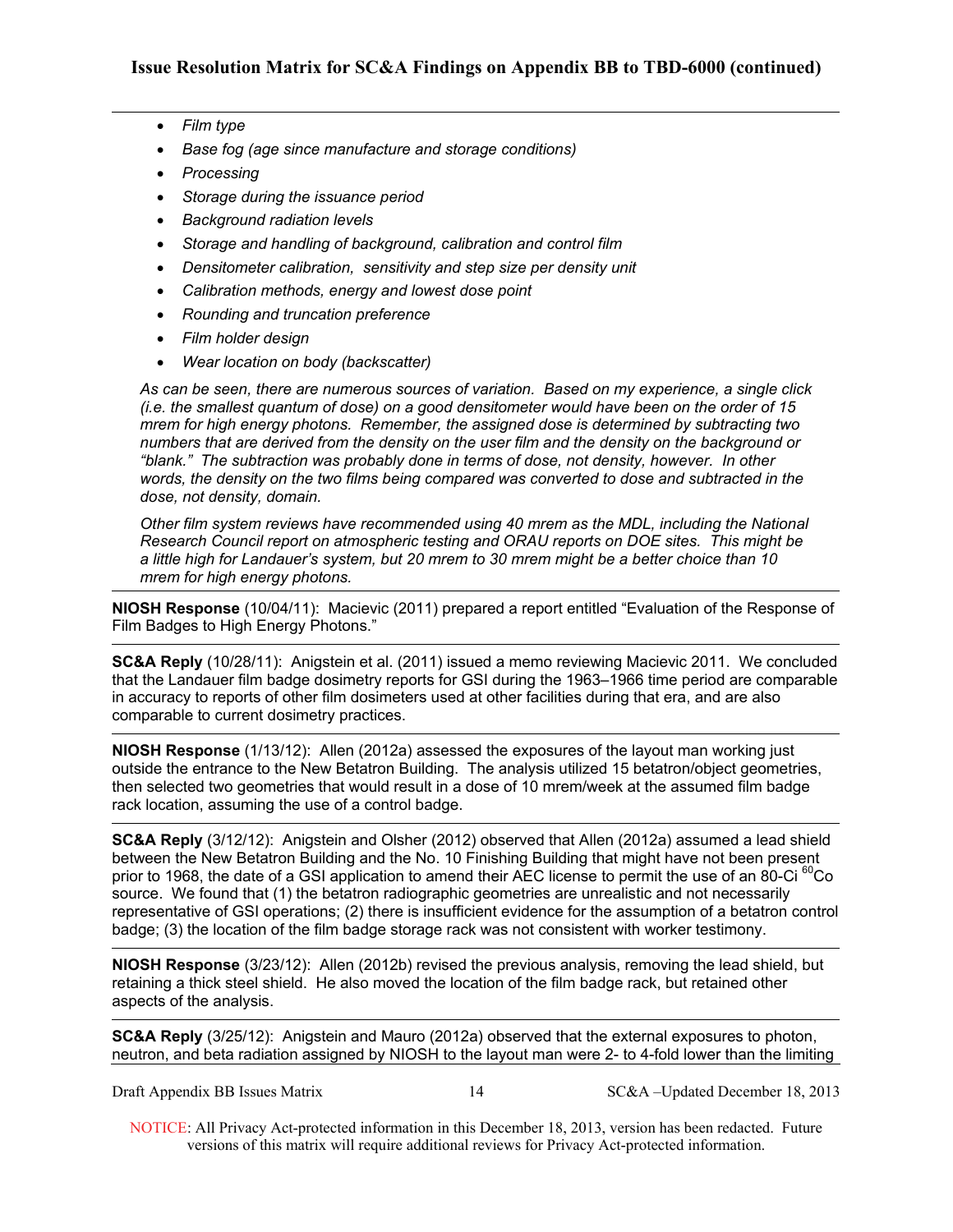- *Film type*
- *Base fog (age since manufacture and storage conditions)*
- *Processing*
- *Storage during the issuance period*
- *Background radiation levels*
- *Storage and handling of background, calibration and control film*
- *Densitometer calibration, sensitivity and step size per density unit*
- *Calibration methods, energy and lowest dose point*
- *Rounding and truncation preference*
- *Film holder design*
- *Wear location on body (backscatter)*

*As can be seen, there are numerous sources of variation. Based on my experience, a single click (i.e. the smallest quantum of dose) on a good densitometer would have been on the order of 15 mrem for high energy photons. Remember, the assigned dose is determined by subtracting two numbers that are derived from the density on the user film and the density on the background or "blank." The subtraction was probably done in terms of dose, not density, however. In other words, the density on the two films being compared was converted to dose and subtracted in the dose, not density, domain.*

*Other film system reviews have recommended using 40 mrem as the MDL, including the National Research Council report on atmospheric testing and ORAU reports on DOE sites. This might be a little high for Landauer's system, but 20 mrem to 30 mrem might be a better choice than 10 mrem for high energy photons.*

**NIOSH Response** (10/04/11): Macievic (2011) prepared a report entitled "Evaluation of the Response of Film Badges to High Energy Photons."

**SC&A Reply** (10/28/11): Anigstein et al. (2011) issued a memo reviewing Macievic 2011. We concluded that the Landauer film badge dosimetry reports for GSI during the 1963–1966 time period are comparable in accuracy to reports of other film dosimeters used at other facilities during that era, and are also comparable to current dosimetry practices.

**NIOSH Response** (1/13/12): Allen (2012a) assessed the exposures of the layout man working just outside the entrance to the New Betatron Building. The analysis utilized 15 betatron/object geometries, then selected two geometries that would result in a dose of 10 mrem/week at the assumed film badge rack location, assuming the use of a control badge.

**SC&A Reply** (3/12/12): Anigstein and Olsher (2012) observed that Allen (2012a) assumed a lead shield between the New Betatron Building and the No. 10 Finishing Building that might have not been present prior to 1968, the date of a GSI application to amend their AEC license to permit the use of an 80-Ci $^{60}$Co source. We found that (1) the betatron radiographic geometries are unrealistic and not necessarily representative of GSI operations; (2) there is insufficient evidence for the assumption of a betatron control badge; (3) the location of the film badge storage rack was not consistent with worker testimony.

**NIOSH Response** (3/23/12): Allen (2012b) revised the previous analysis, removing the lead shield, but retaining a thick steel shield. He also moved the location of the film badge rack, but retained other aspects of the analysis.

**SC&A Reply** (3/25/12): Anigstein and Mauro (2012a) observed that the external exposures to photon, neutron, and beta radiation assigned by NIOSH to the layout man were 2- to 4-fold lower than the limiting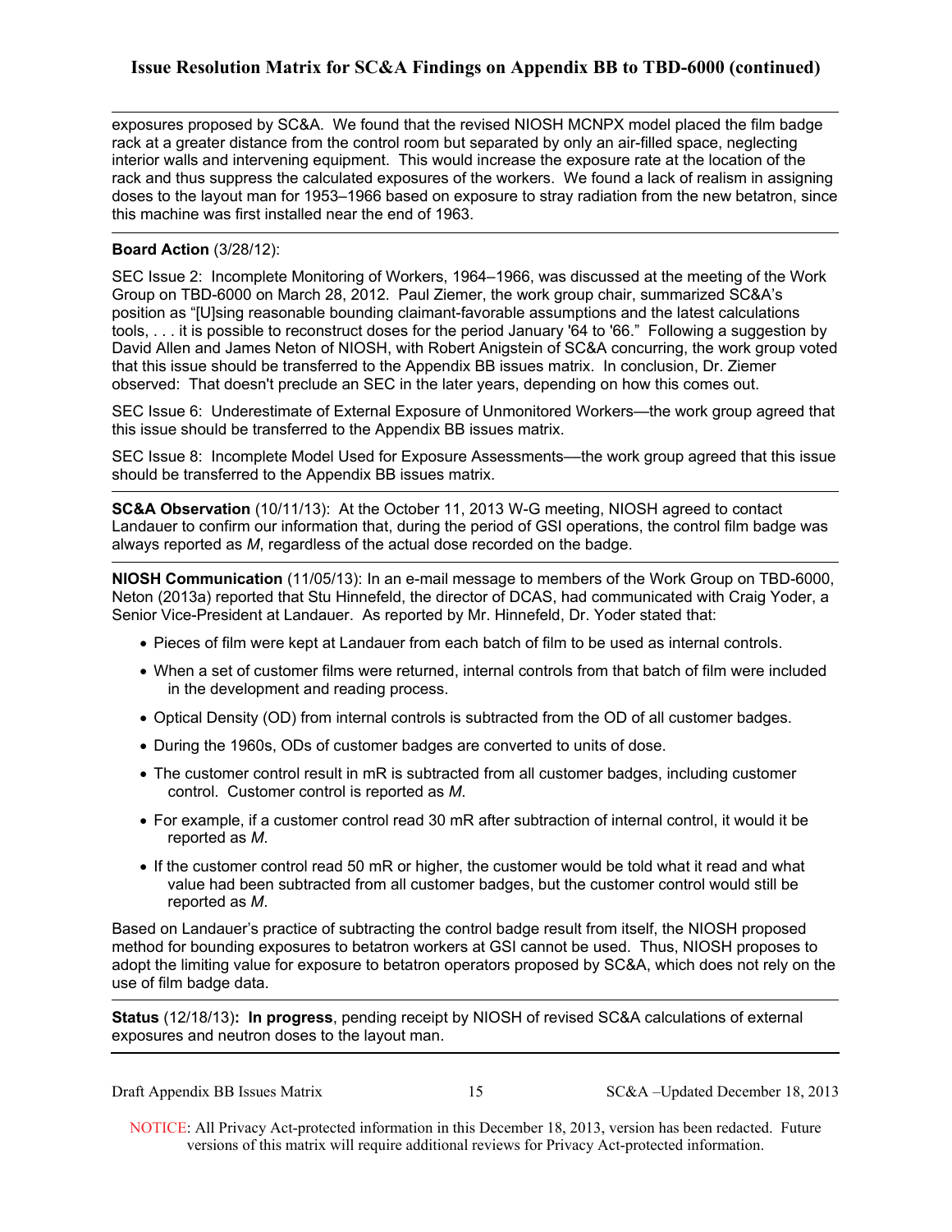exposures proposed by SC&A. We found that the revised NIOSH MCNPX model placed the film badge rack at a greater distance from the control room but separated by only an air-filled space, neglecting interior walls and intervening equipment. This would increase the exposure rate at the location of the rack and thus suppress the calculated exposures of the workers. We found a lack of realism in assigning doses to the layout man for 1953–1966 based on exposure to stray radiation from the new betatron, since this machine was first installed near the end of 1963.

---

**Board Action** (3/28/12):

SEC Issue 2: Incomplete Monitoring of Workers, 1964–1966, was discussed at the meeting of the Work Group on TBD-6000 on March 28, 2012. Paul Ziemer, the work group chair, summarized SC&A's position as "[U]sing reasonable bounding claimant-favorable assumptions and the latest calculations tools, . . . it is possible to reconstruct doses for the period January '64 to '66." Following a suggestion by David Allen and James Neton of NIOSH, with Robert Anigstein of SC&A concurring, the work group voted that this issue should be transferred to the Appendix BB issues matrix. In conclusion, Dr. Ziemer observed: That doesn't preclude an SEC in the later years, depending on how this comes out.

SEC Issue 6: Underestimate of External Exposure of Unmonitored Workers—the work group agreed that this issue should be transferred to the Appendix BB issues matrix.

SEC Issue 8: Incomplete Model Used for Exposure Assessments—the work group agreed that this issue should be transferred to the Appendix BB issues matrix.

---

**SC&A Observation** (10/11/13): At the October 11, 2013 W-G meeting, NIOSH agreed to contact Landauer to confirm our information that, during the period of GSI operations, the control film badge was always reported as *M*, regardless of the actual dose recorded on the badge.

---

**NIOSH Communication** (11/05/13): In an e-mail message to members of the Work Group on TBD-6000, Neton (2013a) reported that Stu Hinnefeld, the director of DCAS, had communicated with Craig Yoder, a Senior Vice-President at Landauer. As reported by Mr. Hinnefeld, Dr. Yoder stated that:

- Pieces of film were kept at Landauer from each batch of film to be used as internal controls.
- When a set of customer films were returned, internal controls from that batch of film were included in the development and reading process.
- Optical Density (OD) from internal controls is subtracted from the OD of all customer badges.
- During the 1960s, ODs of customer badges are converted to units of dose.
- The customer control result in mR is subtracted from all customer badges, including customer control. Customer control is reported as *M*.
- For example, if a customer control read 30 mR after subtraction of internal control, it would it be reported as *M*.
- If the customer control read 50 mR or higher, the customer would be told what it read and what value had been subtracted from all customer badges, but the customer control would still be reported as *M*.

Based on Landauer's practice of subtracting the control badge result from itself, the NIOSH proposed method for bounding exposures to betatron workers at GSI cannot be used. Thus, NIOSH proposes to adopt the limiting value for exposure to betatron operators proposed by SC&A, which does not rely on the use of film badge data.

---

**Status** (12/18/13)**: In progress**, pending receipt by NIOSH of revised SC&A calculations of external exposures and neutron doses to the layout man.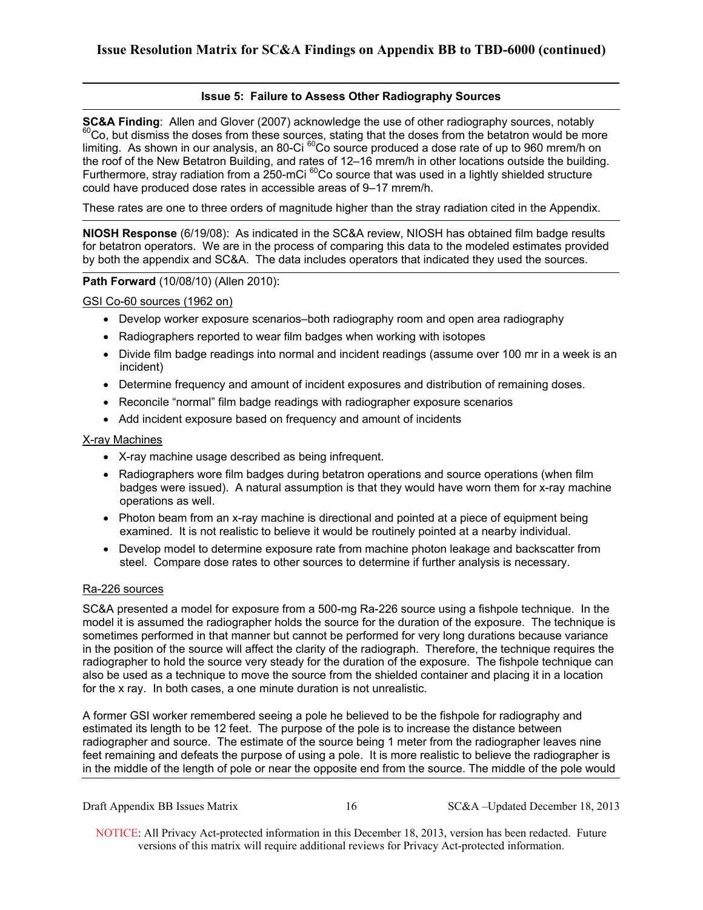## Issue Resolution Matrix for SC&A Findings on Appendix BB to TBD-6000 (continued)

### Issue 5: Failure to Assess Other Radiography Sources

**SC&A Finding**: Allen and Glover (2007) acknowledge the use of other radiography sources, notably $^{60}$Co, but dismiss the doses from these sources, stating that the doses from the betatron would be more limiting. As shown in our analysis, an 80-Ci $^{60}$Co source produced a dose rate of up to 960 mrem/h on the roof of the New Betatron Building, and rates of 12–16 mrem/h in other locations outside the building. Furthermore, stray radiation from a 250-mCi $^{60}$Co source that was used in a lightly shielded structure could have produced dose rates in accessible areas of 9–17 mrem/h.

These rates are one to three orders of magnitude higher than the stray radiation cited in the Appendix.

**NIOSH Response** (6/19/08): As indicated in the SC&A review, NIOSH has obtained film badge results for betatron operators. We are in the process of comparing this data to the modeled estimates provided by both the appendix and SC&A. The data includes operators that indicated they used the sources.

**Path Forward** (10/08/10) (Allen 2010):

<u>GSI Co-60 sources (1962 on)</u>

- Develop worker exposure scenarios–both radiography room and open area radiography
- Radiographers reported to wear film badges when working with isotopes
- Divide film badge readings into normal and incident readings (assume over 100 mr in a week is an incident)
- Determine frequency and amount of incident exposures and distribution of remaining doses.
- Reconcile "normal" film badge readings with radiographer exposure scenarios
- Add incident exposure based on frequency and amount of incidents

<u>X-ray Machines</u>

- X-ray machine usage described as being infrequent.
- Radiographers wore film badges during betatron operations and source operations (when film badges were issued). A natural assumption is that they would have worn them for x-ray machine operations as well.
- Photon beam from an x-ray machine is directional and pointed at a piece of equipment being examined. It is not realistic to believe it would be routinely pointed at a nearby individual.
- Develop model to determine exposure rate from machine photon leakage and backscatter from steel. Compare dose rates to other sources to determine if further analysis is necessary.

<u>Ra-226 sources</u>

SC&A presented a model for exposure from a 500-mg Ra-226 source using a fishpole technique. In the model it is assumed the radiographer holds the source for the duration of the exposure. The technique is sometimes performed in that manner but cannot be performed for very long durations because variance in the position of the source will affect the clarity of the radiograph. Therefore, the technique requires the radiographer to hold the source very steady for the duration of the exposure. The fishpole technique can also be used as a technique to move the source from the shielded container and placing it in a location for the x ray. In both cases, a one minute duration is not unrealistic.

A former GSI worker remembered seeing a pole he believed to be the fishpole for radiography and estimated its length to be 12 feet. The purpose of the pole is to increase the distance between radiographer and source. The estimate of the source being 1 meter from the radiographer leaves nine feet remaining and defeats the purpose of using a pole. It is more realistic to believe the radiographer is in the middle of the length of pole or near the opposite end from the source. The middle of the pole would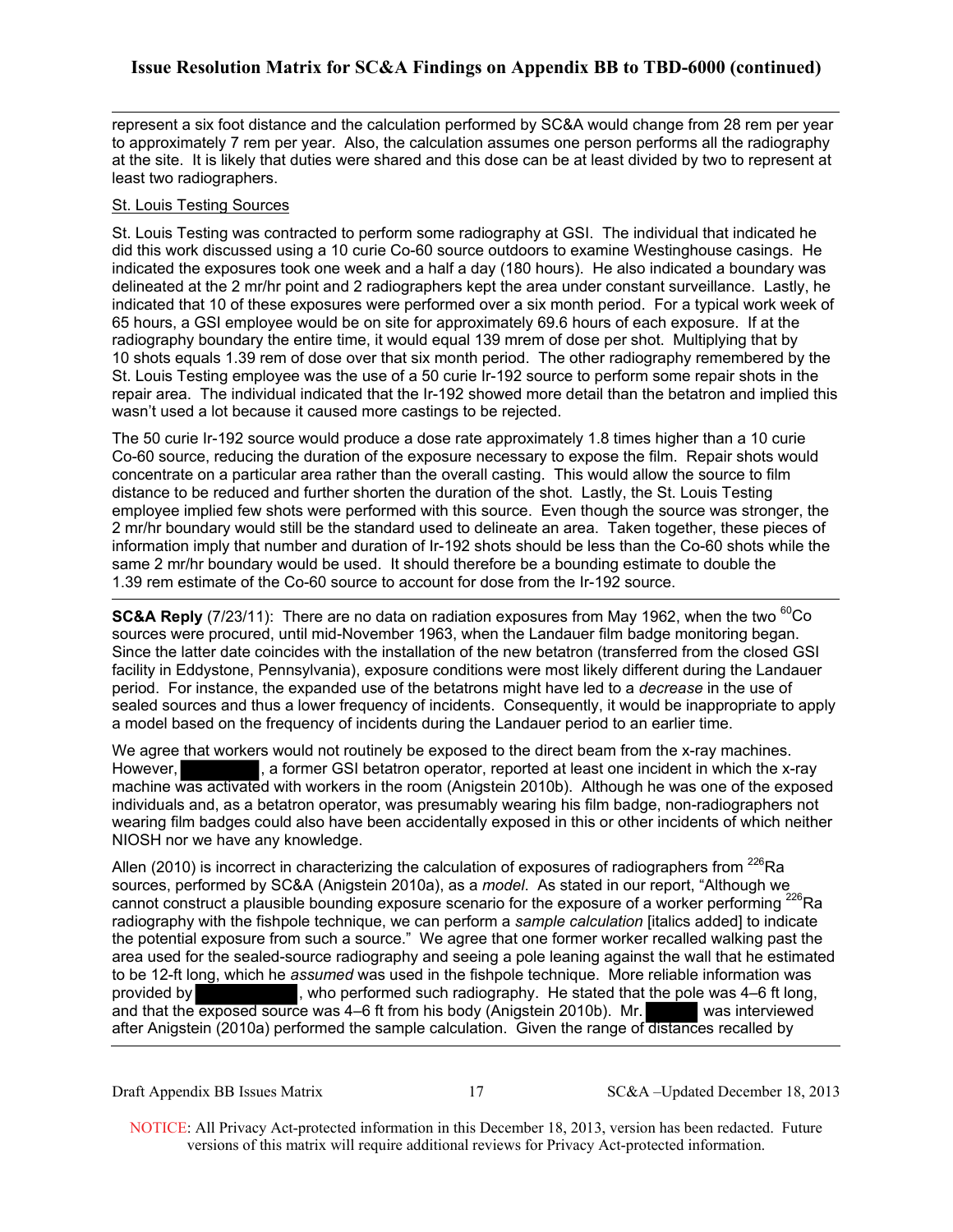represent a six foot distance and the calculation performed by SC&A would change from 28 rem per year to approximately 7 rem per year. Also, the calculation assumes one person performs all the radiography at the site. It is likely that duties were shared and this dose can be at least divided by two to represent at least two radiographers.

St. Louis Testing Sources

St. Louis Testing was contracted to perform some radiography at GSI. The individual that indicated he did this work discussed using a 10 curie Co-60 source outdoors to examine Westinghouse casings. He indicated the exposures took one week and a half a day (180 hours). He also indicated a boundary was delineated at the 2 mr/hr point and 2 radiographers kept the area under constant surveillance. Lastly, he indicated that 10 of these exposures were performed over a six month period. For a typical work week of 65 hours, a GSI employee would be on site for approximately 69.6 hours of each exposure. If at the radiography boundary the entire time, it would equal 139 mrem of dose per shot. Multiplying that by 10 shots equals 1.39 rem of dose over that six month period. The other radiography remembered by the St. Louis Testing employee was the use of a 50 curie Ir-192 source to perform some repair shots in the repair area. The individual indicated that the Ir-192 showed more detail than the betatron and implied this wasn't used a lot because it caused more castings to be rejected.

The 50 curie Ir-192 source would produce a dose rate approximately 1.8 times higher than a 10 curie Co-60 source, reducing the duration of the exposure necessary to expose the film. Repair shots would concentrate on a particular area rather than the overall casting. This would allow the source to film distance to be reduced and further shorten the duration of the shot. Lastly, the St. Louis Testing employee implied few shots were performed with this source. Even though the source was stronger, the 2 mr/hr boundary would still be the standard used to delineate an area. Taken together, these pieces of information imply that number and duration of Ir-192 shots should be less than the Co-60 shots while the same 2 mr/hr boundary would be used. It should therefore be a bounding estimate to double the 1.39 rem estimate of the Co-60 source to account for dose from the Ir-192 source.

---

**SC&A Reply** (7/23/11): There are no data on radiation exposures from May 1962, when the two $^{60}$Co sources were procured, until mid-November 1963, when the Landauer film badge monitoring began. Since the latter date coincides with the installation of the new betatron (transferred from the closed GSI facility in Eddystone, Pennsylvania), exposure conditions were most likely different during the Landauer period. For instance, the expanded use of the betatrons might have led to a *decrease* in the use of sealed sources and thus a lower frequency of incidents. Consequently, it would be inappropriate to apply a model based on the frequency of incidents during the Landauer period to an earlier time.

We agree that workers would not routinely be exposed to the direct beam from the x-ray machines. However, [REDACTED], a former GSI betatron operator, reported at least one incident in which the x-ray machine was activated with workers in the room (Anigstein 2010b). Although he was one of the exposed individuals and, as a betatron operator, was presumably wearing his film badge, non-radiographers not wearing film badges could also have been accidentally exposed in this or other incidents of which neither NIOSH nor we have any knowledge.

Allen (2010) is incorrect in characterizing the calculation of exposures of radiographers from $^{226}$Ra sources, performed by SC&A (Anigstein 2010a), as a *model*. As stated in our report, "Although we cannot construct a plausible bounding exposure scenario for the exposure of a worker performing $^{226}$Ra radiography with the fishpole technique, we can perform a *sample calculation* [italics added] to indicate the potential exposure from such a source." We agree that one former worker recalled walking past the area used for the sealed-source radiography and seeing a pole leaning against the wall that he estimated to be 12-ft long, which he *assumed* was used in the fishpole technique. More reliable information was provided by [REDACTED], who performed such radiography. He stated that the pole was 4–6 ft long, and that the exposed source was 4–6 ft from his body (Anigstein 2010b). Mr. [REDACTED] was interviewed after Anigstein (2010a) performed the sample calculation. Given the range of distances recalled by

NOTICE: All Privacy Act-protected information in this December 18, 2013, version has been redacted. Future versions of this matrix will require additional reviews for Privacy Act-protected information.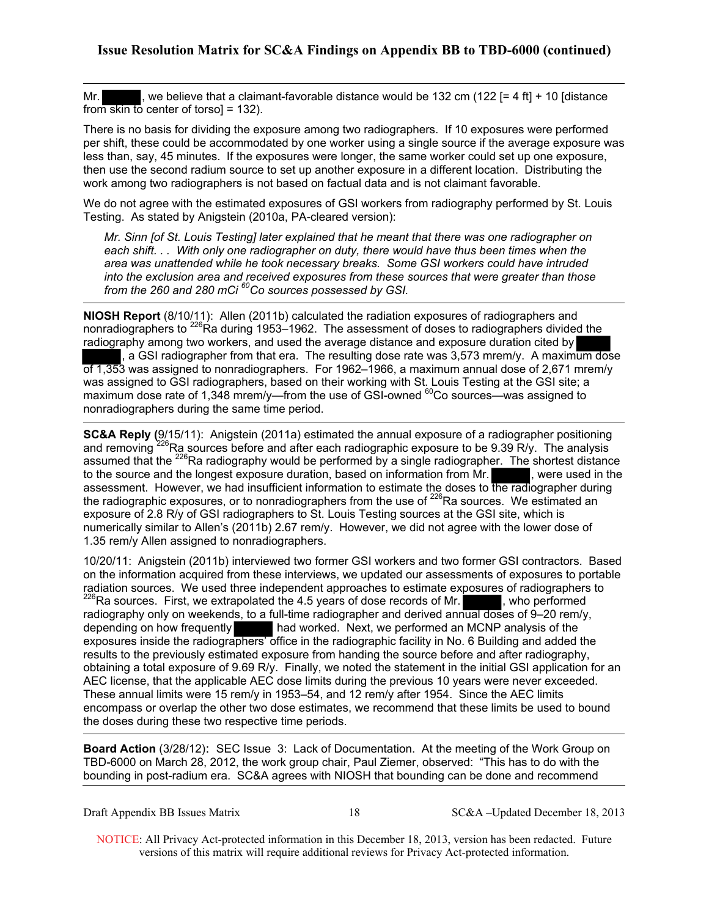## Issue Resolution Matrix for SC&A Findings on Appendix BB to TBD-6000 (continued)

Mr. ██████, we believe that a claimant-favorable distance would be 132 cm (122 [= 4 ft] + 10 [distance from skin to center of torso] = 132).

There is no basis for dividing the exposure among two radiographers. If 10 exposures were performed per shift, these could be accommodated by one worker using a single source if the average exposure was less than, say, 45 minutes. If the exposures were longer, the same worker could set up one exposure, then use the second radium source to set up another exposure in a different location. Distributing the work among two radiographers is not based on factual data and is not claimant favorable.

We do not agree with the estimated exposures of GSI workers from radiography performed by St. Louis Testing. As stated by Anigstein (2010a, PA-cleared version):

> *Mr. Sinn [of St. Louis Testing] later explained that he meant that there was one radiographer on each shift. . . With only one radiographer on duty, there would have thus been times when the area was unattended while he took necessary breaks. Some GSI workers could have intruded into the exclusion area and received exposures from these sources that were greater than those from the 260 and 280 mCi $^{60}$Co sources possessed by GSI.*

---

**NIOSH Report** (8/10/11): Allen (2011b) calculated the radiation exposures of radiographers and nonradiographers to $^{226}$Ra during 1953–1962. The assessment of doses to radiographers divided the radiography among two workers, and used the average distance and exposure duration cited by ██████ ██████, a GSI radiographer from that era. The resulting dose rate was 3,573 mrem/y. A maximum dose of 1,353 was assigned to nonradiographers. For 1962–1966, a maximum annual dose of 2,671 mrem/y was assigned to GSI radiographers, based on their working with St. Louis Testing at the GSI site; a maximum dose rate of 1,348 mrem/y—from the use of GSI-owned $^{60}$Co sources—was assigned to nonradiographers during the same time period.

---

**SC&A Reply** (9/15/11): Anigstein (2011a) estimated the annual exposure of a radiographer positioning and removing $^{226}$Ra sources before and after each radiographic exposure to be 9.39 R/y. The analysis assumed that the $^{226}$Ra radiography would be performed by a single radiographer. The shortest distance to the source and the longest exposure duration, based on information from Mr. ██████, were used in the assessment. However, we had insufficient information to estimate the doses to the radiographer during the radiographic exposures, or to nonradiographers from the use of $^{226}$Ra sources. We estimated an exposure of 2.8 R/y of GSI radiographers to St. Louis Testing sources at the GSI site, which is numerically similar to Allen's (2011b) 2.67 rem/y. However, we did not agree with the lower dose of 1.35 rem/y Allen assigned to nonradiographers.

10/20/11: Anigstein (2011b) interviewed two former GSI workers and two former GSI contractors. Based on the information acquired from these interviews, we updated our assessments of exposures to portable radiation sources. We used three independent approaches to estimate exposures of radiographers to $^{226}$Ra sources. First, we extrapolated the 4.5 years of dose records of Mr. ██████, who performed radiography only on weekends, to a full-time radiographer and derived annual doses of 9–20 rem/y, depending on how frequently ██████ had worked. Next, we performed an MCNP analysis of the exposures inside the radiographers' office in the radiographic facility in No. 6 Building and added the results to the previously estimated exposure from handing the source before and after radiography, obtaining a total exposure of 9.69 R/y. Finally, we noted the statement in the initial GSI application for an AEC license, that the applicable AEC dose limits during the previous 10 years were never exceeded. These annual limits were 15 rem/y in 1953–54, and 12 rem/y after 1954. Since the AEC limits encompass or overlap the other two dose estimates, we recommend that these limits be used to bound the doses during these two respective time periods.

---

**Board Action** (3/28/12): SEC Issue 3: Lack of Documentation. At the meeting of the Work Group on TBD-6000 on March 28, 2012, the work group chair, Paul Ziemer, observed: "This has to do with the bounding in post-radium era. SC&A agrees with NIOSH that bounding can be done and recommend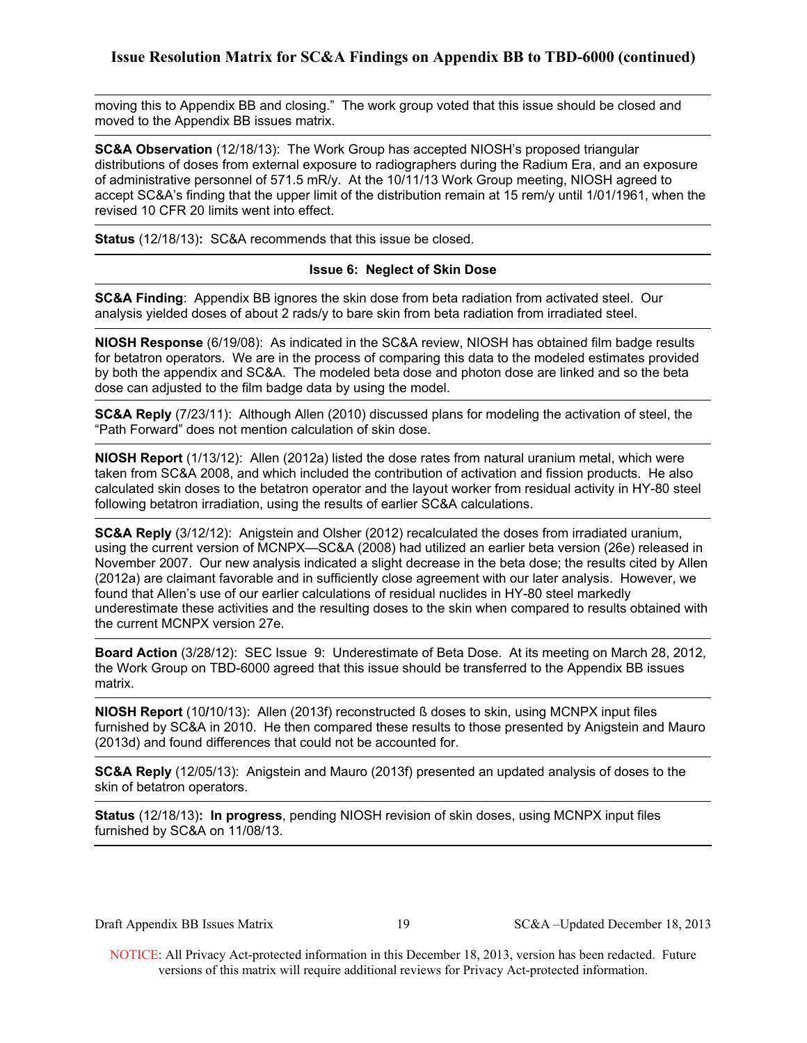moving this to Appendix BB and closing." The work group voted that this issue should be closed and moved to the Appendix BB issues matrix.

**SC&A Observation** (12/18/13): The Work Group has accepted NIOSH's proposed triangular distributions of doses from external exposure to radiographers during the Radium Era, and an exposure of administrative personnel of 571.5 mR/y. At the 10/11/13 Work Group meeting, NIOSH agreed to accept SC&A's finding that the upper limit of the distribution remain at 15 rem/y until 1/01/1961, when the revised 10 CFR 20 limits went into effect.

**Status** (12/18/13)**:** SC&A recommends that this issue be closed.

**Issue 6: Neglect of Skin Dose**

**SC&A Finding**: Appendix BB ignores the skin dose from beta radiation from activated steel. Our analysis yielded doses of about 2 rads/y to bare skin from beta radiation from irradiated steel.

**NIOSH Response** (6/19/08): As indicated in the SC&A review, NIOSH has obtained film badge results for betatron operators. We are in the process of comparing this data to the modeled estimates provided by both the appendix and SC&A. The modeled beta dose and photon dose are linked and so the beta dose can adjusted to the film badge data by using the model.

**SC&A Reply** (7/23/11): Although Allen (2010) discussed plans for modeling the activation of steel, the "Path Forward" does not mention calculation of skin dose.

**NIOSH Report** (1/13/12): Allen (2012a) listed the dose rates from natural uranium metal, which were taken from SC&A 2008, and which included the contribution of activation and fission products. He also calculated skin doses to the betatron operator and the layout worker from residual activity in HY-80 steel following betatron irradiation, using the results of earlier SC&A calculations.

**SC&A Reply** (3/12/12): Anigstein and Olsher (2012) recalculated the doses from irradiated uranium, using the current version of MCNPX—SC&A (2008) had utilized an earlier beta version (26e) released in November 2007. Our new analysis indicated a slight decrease in the beta dose; the results cited by Allen (2012a) are claimant favorable and in sufficiently close agreement with our later analysis. However, we found that Allen's use of our earlier calculations of residual nuclides in HY-80 steel markedly underestimate these activities and the resulting doses to the skin when compared to results obtained with the current MCNPX version 27e.

**Board Action** (3/28/12): SEC Issue 9: Underestimate of Beta Dose. At its meeting on March 28, 2012, the Work Group on TBD-6000 agreed that this issue should be transferred to the Appendix BB issues matrix.

**NIOSH Report** (10/10/13): Allen (2013f) reconstructed ß doses to skin, using MCNPX input files furnished by SC&A in 2010. He then compared these results to those presented by Anigstein and Mauro (2013d) and found differences that could not be accounted for.

**SC&A Reply** (12/05/13): Anigstein and Mauro (2013f) presented an updated analysis of doses to the skin of betatron operators.

**Status** (12/18/13)**: In progress**, pending NIOSH revision of skin doses, using MCNPX input files furnished by SC&A on 11/08/13.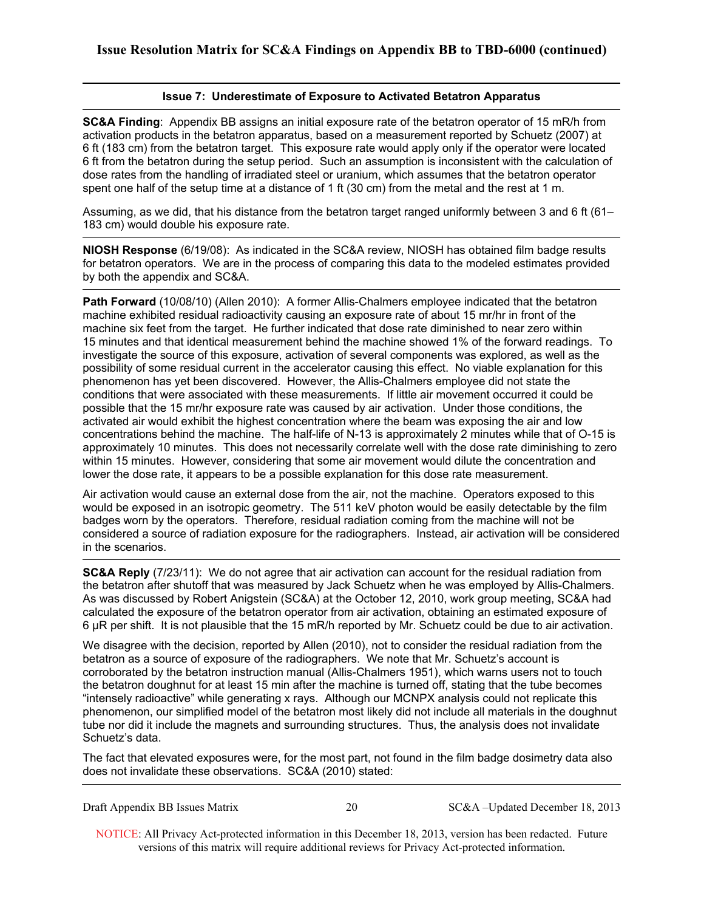**Issue 7: Underestimate of Exposure to Activated Betatron Apparatus**

**SC&A Finding**: Appendix BB assigns an initial exposure rate of the betatron operator of 15 mR/h from activation products in the betatron apparatus, based on a measurement reported by Schuetz (2007) at 6 ft (183 cm) from the betatron target. This exposure rate would apply only if the operator were located 6 ft from the betatron during the setup period. Such an assumption is inconsistent with the calculation of dose rates from the handling of irradiated steel or uranium, which assumes that the betatron operator spent one half of the setup time at a distance of 1 ft (30 cm) from the metal and the rest at 1 m.

Assuming, as we did, that his distance from the betatron target ranged uniformly between 3 and 6 ft (61–183 cm) would double his exposure rate.

**NIOSH Response** (6/19/08): As indicated in the SC&A review, NIOSH has obtained film badge results for betatron operators. We are in the process of comparing this data to the modeled estimates provided by both the appendix and SC&A.

**Path Forward** (10/08/10) (Allen 2010): A former Allis-Chalmers employee indicated that the betatron machine exhibited residual radioactivity causing an exposure rate of about 15 mr/hr in front of the machine six feet from the target. He further indicated that dose rate diminished to near zero within 15 minutes and that identical measurement behind the machine showed 1% of the forward readings. To investigate the source of this exposure, activation of several components was explored, as well as the possibility of some residual current in the accelerator causing this effect. No viable explanation for this phenomenon has yet been discovered. However, the Allis-Chalmers employee did not state the conditions that were associated with these measurements. If little air movement occurred it could be possible that the 15 mr/hr exposure rate was caused by air activation. Under those conditions, the activated air would exhibit the highest concentration where the beam was exposing the air and low concentrations behind the machine. The half-life of N-13 is approximately 2 minutes while that of O-15 is approximately 10 minutes. This does not necessarily correlate well with the dose rate diminishing to zero within 15 minutes. However, considering that some air movement would dilute the concentration and lower the dose rate, it appears to be a possible explanation for this dose rate measurement.

Air activation would cause an external dose from the air, not the machine. Operators exposed to this would be exposed in an isotropic geometry. The 511 keV photon would be easily detectable by the film badges worn by the operators. Therefore, residual radiation coming from the machine will not be considered a source of radiation exposure for the radiographers. Instead, air activation will be considered in the scenarios.

**SC&A Reply** (7/23/11): We do not agree that air activation can account for the residual radiation from the betatron after shutoff that was measured by Jack Schuetz when he was employed by Allis-Chalmers. As was discussed by Robert Anigstein (SC&A) at the October 12, 2010, work group meeting, SC&A had calculated the exposure of the betatron operator from air activation, obtaining an estimated exposure of 6 μR per shift. It is not plausible that the 15 mR/h reported by Mr. Schuetz could be due to air activation.

We disagree with the decision, reported by Allen (2010), not to consider the residual radiation from the betatron as a source of exposure of the radiographers. We note that Mr. Schuetz's account is corroborated by the betatron instruction manual (Allis-Chalmers 1951), which warns users not to touch the betatron doughnut for at least 15 min after the machine is turned off, stating that the tube becomes "intensely radioactive" while generating x rays. Although our MCNPX analysis could not replicate this phenomenon, our simplified model of the betatron most likely did not include all materials in the doughnut tube nor did it include the magnets and surrounding structures. Thus, the analysis does not invalidate Schuetz's data.

The fact that elevated exposures were, for the most part, not found in the film badge dosimetry data also does not invalidate these observations. SC&A (2010) stated: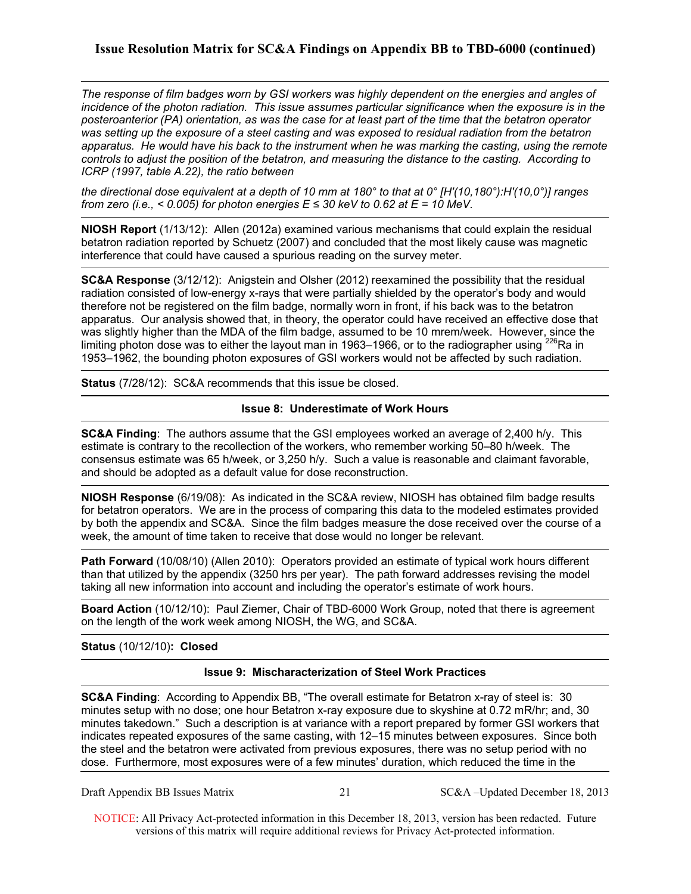*The response of film badges worn by GSI workers was highly dependent on the energies and angles of incidence of the photon radiation. This issue assumes particular significance when the exposure is in the posteroanterior (PA) orientation, as was the case for at least part of the time that the betatron operator was setting up the exposure of a steel casting and was exposed to residual radiation from the betatron apparatus. He would have his back to the instrument when he was marking the casting, using the remote controls to adjust the position of the betatron, and measuring the distance to the casting. According to ICRP (1997, table A.22), the ratio between*

*the directional dose equivalent at a depth of 10 mm at 180° to that at 0° [H'(10,180°):H'(10,0°)] ranges from zero (i.e., < 0.005) for photon energies E ≤ 30 keV to 0.62 at E = 10 MeV.*

**NIOSH Report** (1/13/12): Allen (2012a) examined various mechanisms that could explain the residual betatron radiation reported by Schuetz (2007) and concluded that the most likely cause was magnetic interference that could have caused a spurious reading on the survey meter.

**SC&A Response** (3/12/12): Anigstein and Olsher (2012) reexamined the possibility that the residual radiation consisted of low-energy x-rays that were partially shielded by the operator's body and would therefore not be registered on the film badge, normally worn in front, if his back was to the betatron apparatus. Our analysis showed that, in theory, the operator could have received an effective dose that was slightly higher than the MDA of the film badge, assumed to be 10 mrem/week. However, since the limiting photon dose was to either the layout man in 1963–1966, or to the radiographer using $^{226}$Ra in 1953–1962, the bounding photon exposures of GSI workers would not be affected by such radiation.

**Status** (7/28/12): SC&A recommends that this issue be closed.

### Issue 8: Underestimate of Work Hours

**SC&A Finding**: The authors assume that the GSI employees worked an average of 2,400 h/y. This estimate is contrary to the recollection of the workers, who remember working 50–80 h/week. The consensus estimate was 65 h/week, or 3,250 h/y. Such a value is reasonable and claimant favorable, and should be adopted as a default value for dose reconstruction.

**NIOSH Response** (6/19/08): As indicated in the SC&A review, NIOSH has obtained film badge results for betatron operators. We are in the process of comparing this data to the modeled estimates provided by both the appendix and SC&A. Since the film badges measure the dose received over the course of a week, the amount of time taken to receive that dose would no longer be relevant.

**Path Forward** (10/08/10) (Allen 2010): Operators provided an estimate of typical work hours different than that utilized by the appendix (3250 hrs per year). The path forward addresses revising the model taking all new information into account and including the operator's estimate of work hours.

**Board Action** (10/12/10): Paul Ziemer, Chair of TBD-6000 Work Group, noted that there is agreement on the length of the work week among NIOSH, the WG, and SC&A.

**Status** (10/12/10)**: Closed**

### Issue 9: Mischaracterization of Steel Work Practices

**SC&A Finding**: According to Appendix BB, "The overall estimate for Betatron x-ray of steel is: 30 minutes setup with no dose; one hour Betatron x-ray exposure due to skyshine at 0.72 mR/hr; and, 30 minutes takedown." Such a description is at variance with a report prepared by former GSI workers that indicates repeated exposures of the same casting, with 12–15 minutes between exposures. Since both the steel and the betatron were activated from previous exposures, there was no setup period with no dose. Furthermore, most exposures were of a few minutes' duration, which reduced the time in the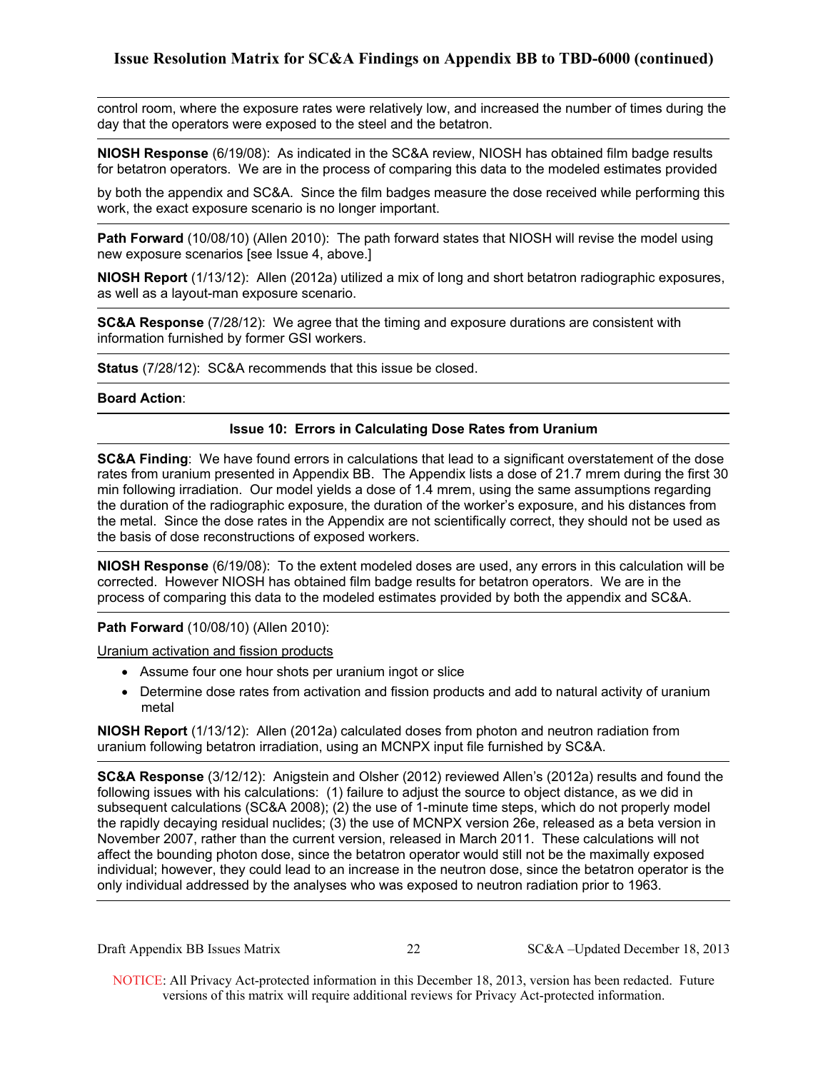control room, where the exposure rates were relatively low, and increased the number of times during the day that the operators were exposed to the steel and the betatron.

**NIOSH Response** (6/19/08): As indicated in the SC&A review, NIOSH has obtained film badge results for betatron operators. We are in the process of comparing this data to the modeled estimates provided by both the appendix and SC&A. Since the film badges measure the dose received while performing this work, the exact exposure scenario is no longer important.

**Path Forward** (10/08/10) (Allen 2010): The path forward states that NIOSH will revise the model using new exposure scenarios [see Issue 4, above.]

**NIOSH Report** (1/13/12): Allen (2012a) utilized a mix of long and short betatron radiographic exposures, as well as a layout-man exposure scenario.

**SC&A Response** (7/28/12): We agree that the timing and exposure durations are consistent with information furnished by former GSI workers.

**Status** (7/28/12): SC&A recommends that this issue be closed.

**Board Action**:

### Issue 10: Errors in Calculating Dose Rates from Uranium

**SC&A Finding**: We have found errors in calculations that lead to a significant overstatement of the dose rates from uranium presented in Appendix BB. The Appendix lists a dose of 21.7 mrem during the first 30 min following irradiation. Our model yields a dose of 1.4 mrem, using the same assumptions regarding the duration of the radiographic exposure, the duration of the worker's exposure, and his distances from the metal. Since the dose rates in the Appendix are not scientifically correct, they should not be used as the basis of dose reconstructions of exposed workers.

**NIOSH Response** (6/19/08): To the extent modeled doses are used, any errors in this calculation will be corrected. However NIOSH has obtained film badge results for betatron operators. We are in the process of comparing this data to the modeled estimates provided by both the appendix and SC&A.

**Path Forward** (10/08/10) (Allen 2010):

<u>Uranium activation and fission products</u>

- Assume four one hour shots per uranium ingot or slice
- Determine dose rates from activation and fission products and add to natural activity of uranium metal

**NIOSH Report** (1/13/12): Allen (2012a) calculated doses from photon and neutron radiation from uranium following betatron irradiation, using an MCNPX input file furnished by SC&A.

**SC&A Response** (3/12/12): Anigstein and Olsher (2012) reviewed Allen's (2012a) results and found the following issues with his calculations: (1) failure to adjust the source to object distance, as we did in subsequent calculations (SC&A 2008); (2) the use of 1-minute time steps, which do not properly model the rapidly decaying residual nuclides; (3) the use of MCNPX version 26e, released as a beta version in November 2007, rather than the current version, released in March 2011. These calculations will not affect the bounding photon dose, since the betatron operator would still not be the maximally exposed individual; however, they could lead to an increase in the neutron dose, since the betatron operator is the only individual addressed by the analyses who was exposed to neutron radiation prior to 1963.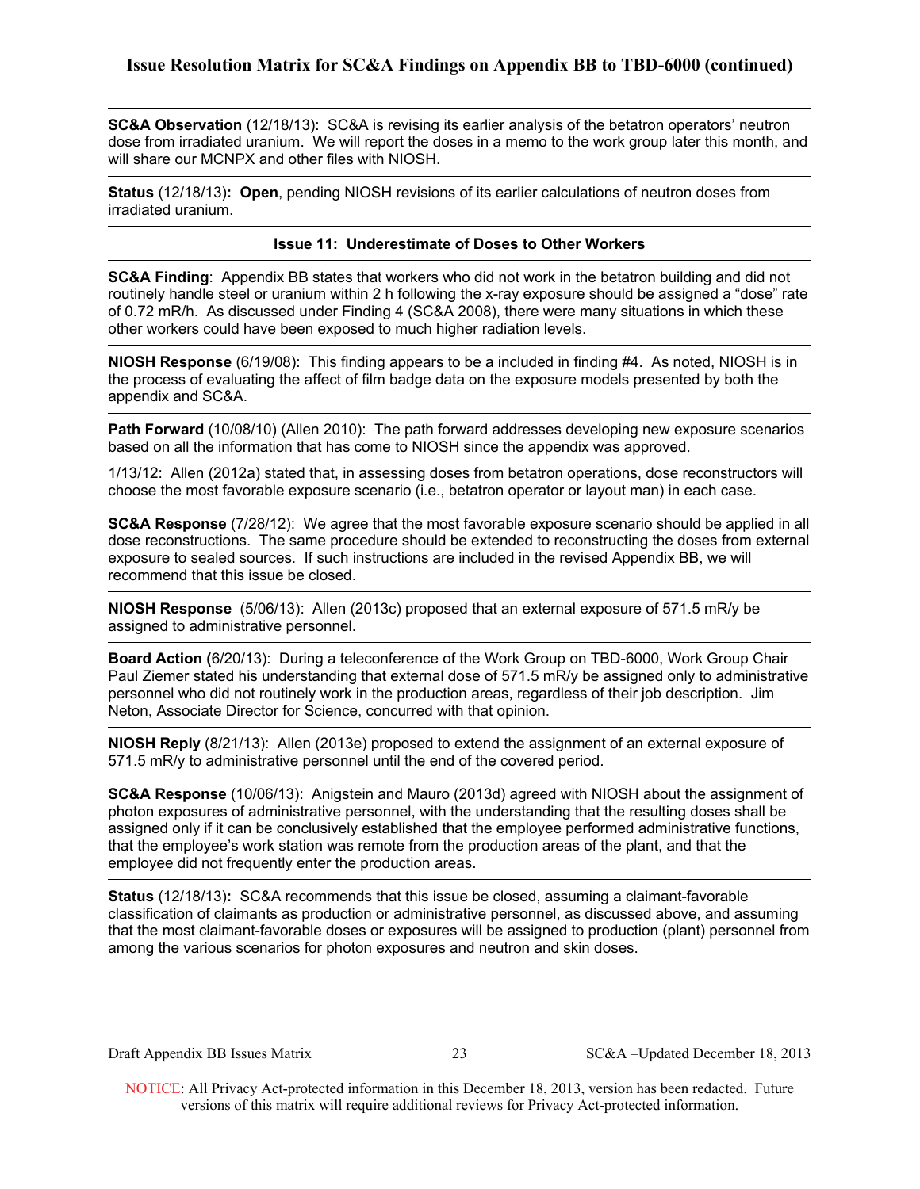**SC&A Observation** (12/18/13): SC&A is revising its earlier analysis of the betatron operators' neutron dose from irradiated uranium. We will report the doses in a memo to the work group later this month, and will share our MCNPX and other files with NIOSH.

**Status** (12/18/13)**: Open**, pending NIOSH revisions of its earlier calculations of neutron doses from irradiated uranium.

### Issue 11: Underestimate of Doses to Other Workers

**SC&A Finding**: Appendix BB states that workers who did not work in the betatron building and did not routinely handle steel or uranium within 2 h following the x-ray exposure should be assigned a "dose" rate of 0.72 mR/h. As discussed under Finding 4 (SC&A 2008), there were many situations in which these other workers could have been exposed to much higher radiation levels.

**NIOSH Response** (6/19/08): This finding appears to be a included in finding #4. As noted, NIOSH is in the process of evaluating the affect of film badge data on the exposure models presented by both the appendix and SC&A.

**Path Forward** (10/08/10) (Allen 2010): The path forward addresses developing new exposure scenarios based on all the information that has come to NIOSH since the appendix was approved.

1/13/12: Allen (2012a) stated that, in assessing doses from betatron operations, dose reconstructors will choose the most favorable exposure scenario (i.e., betatron operator or layout man) in each case.

**SC&A Response** (7/28/12): We agree that the most favorable exposure scenario should be applied in all dose reconstructions. The same procedure should be extended to reconstructing the doses from external exposure to sealed sources. If such instructions are included in the revised Appendix BB, we will recommend that this issue be closed.

**NIOSH Response** (5/06/13): Allen (2013c) proposed that an external exposure of 571.5 mR/y be assigned to administrative personnel.

**Board Action (**6/20/13): During a teleconference of the Work Group on TBD-6000, Work Group Chair Paul Ziemer stated his understanding that external dose of 571.5 mR/y be assigned only to administrative personnel who did not routinely work in the production areas, regardless of their job description. Jim Neton, Associate Director for Science, concurred with that opinion.

**NIOSH Reply** (8/21/13): Allen (2013e) proposed to extend the assignment of an external exposure of 571.5 mR/y to administrative personnel until the end of the covered period.

**SC&A Response** (10/06/13): Anigstein and Mauro (2013d) agreed with NIOSH about the assignment of photon exposures of administrative personnel, with the understanding that the resulting doses shall be assigned only if it can be conclusively established that the employee performed administrative functions, that the employee's work station was remote from the production areas of the plant, and that the employee did not frequently enter the production areas.

**Status** (12/18/13)**:** SC&A recommends that this issue be closed, assuming a claimant-favorable classification of claimants as production or administrative personnel, as discussed above, and assuming that the most claimant-favorable doses or exposures will be assigned to production (plant) personnel from among the various scenarios for photon exposures and neutron and skin doses.

NOTICE: All Privacy Act-protected information in this December 18, 2013, version has been redacted. Future versions of this matrix will require additional reviews for Privacy Act-protected information.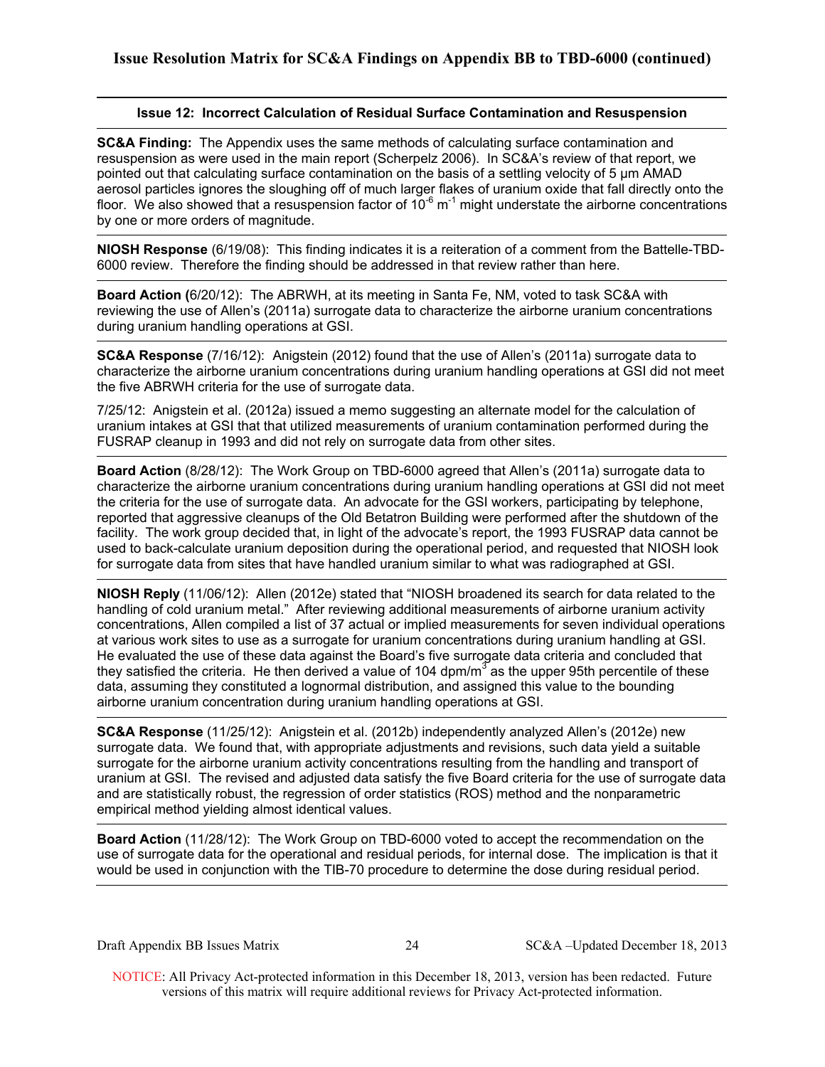## Issue Resolution Matrix for SC&A Findings on Appendix BB to TBD-6000 (continued)

### Issue 12: Incorrect Calculation of Residual Surface Contamination and Resuspension

**SC&A Finding:** The Appendix uses the same methods of calculating surface contamination and resuspension as were used in the main report (Scherpelz 2006). In SC&A's review of that report, we pointed out that calculating surface contamination on the basis of a settling velocity of 5 μm AMAD aerosol particles ignores the sloughing off of much larger flakes of uranium oxide that fall directly onto the floor. We also showed that a resuspension factor of $10^{-6}$ $m^{-1}$ might understate the airborne concentrations by one or more orders of magnitude.

**NIOSH Response** (6/19/08): This finding indicates it is a reiteration of a comment from the Battelle-TBD-6000 review. Therefore the finding should be addressed in that review rather than here.

**Board Action (**6/20/12): The ABRWH, at its meeting in Santa Fe, NM, voted to task SC&A with reviewing the use of Allen's (2011a) surrogate data to characterize the airborne uranium concentrations during uranium handling operations at GSI.

**SC&A Response** (7/16/12): Anigstein (2012) found that the use of Allen's (2011a) surrogate data to characterize the airborne uranium concentrations during uranium handling operations at GSI did not meet the five ABRWH criteria for the use of surrogate data.

7/25/12: Anigstein et al. (2012a) issued a memo suggesting an alternate model for the calculation of uranium intakes at GSI that that utilized measurements of uranium contamination performed during the FUSRAP cleanup in 1993 and did not rely on surrogate data from other sites.

**Board Action** (8/28/12): The Work Group on TBD-6000 agreed that Allen's (2011a) surrogate data to characterize the airborne uranium concentrations during uranium handling operations at GSI did not meet the criteria for the use of surrogate data. An advocate for the GSI workers, participating by telephone, reported that aggressive cleanups of the Old Betatron Building were performed after the shutdown of the facility. The work group decided that, in light of the advocate's report, the 1993 FUSRAP data cannot be used to back-calculate uranium deposition during the operational period, and requested that NIOSH look for surrogate data from sites that have handled uranium similar to what was radiographed at GSI.

**NIOSH Reply** (11/06/12): Allen (2012e) stated that "NIOSH broadened its search for data related to the handling of cold uranium metal." After reviewing additional measurements of airborne uranium activity concentrations, Allen compiled a list of 37 actual or implied measurements for seven individual operations at various work sites to use as a surrogate for uranium concentrations during uranium handling at GSI. He evaluated the use of these data against the Board's five surrogate data criteria and concluded that they satisfied the criteria. He then derived a value of 104 dpm/$m^3$ as the upper 95th percentile of these data, assuming they constituted a lognormal distribution, and assigned this value to the bounding airborne uranium concentration during uranium handling operations at GSI.

**SC&A Response** (11/25/12): Anigstein et al. (2012b) independently analyzed Allen's (2012e) new surrogate data. We found that, with appropriate adjustments and revisions, such data yield a suitable surrogate for the airborne uranium activity concentrations resulting from the handling and transport of uranium at GSI. The revised and adjusted data satisfy the five Board criteria for the use of surrogate data and are statistically robust, the regression of order statistics (ROS) method and the nonparametric empirical method yielding almost identical values.

**Board Action** (11/28/12): The Work Group on TBD-6000 voted to accept the recommendation on the use of surrogate data for the operational and residual periods, for internal dose. The implication is that it would be used in conjunction with the TIB-70 procedure to determine the dose during residual period.

NOTICE: All Privacy Act-protected information in this December 18, 2013, version has been redacted. Future versions of this matrix will require additional reviews for Privacy Act-protected information.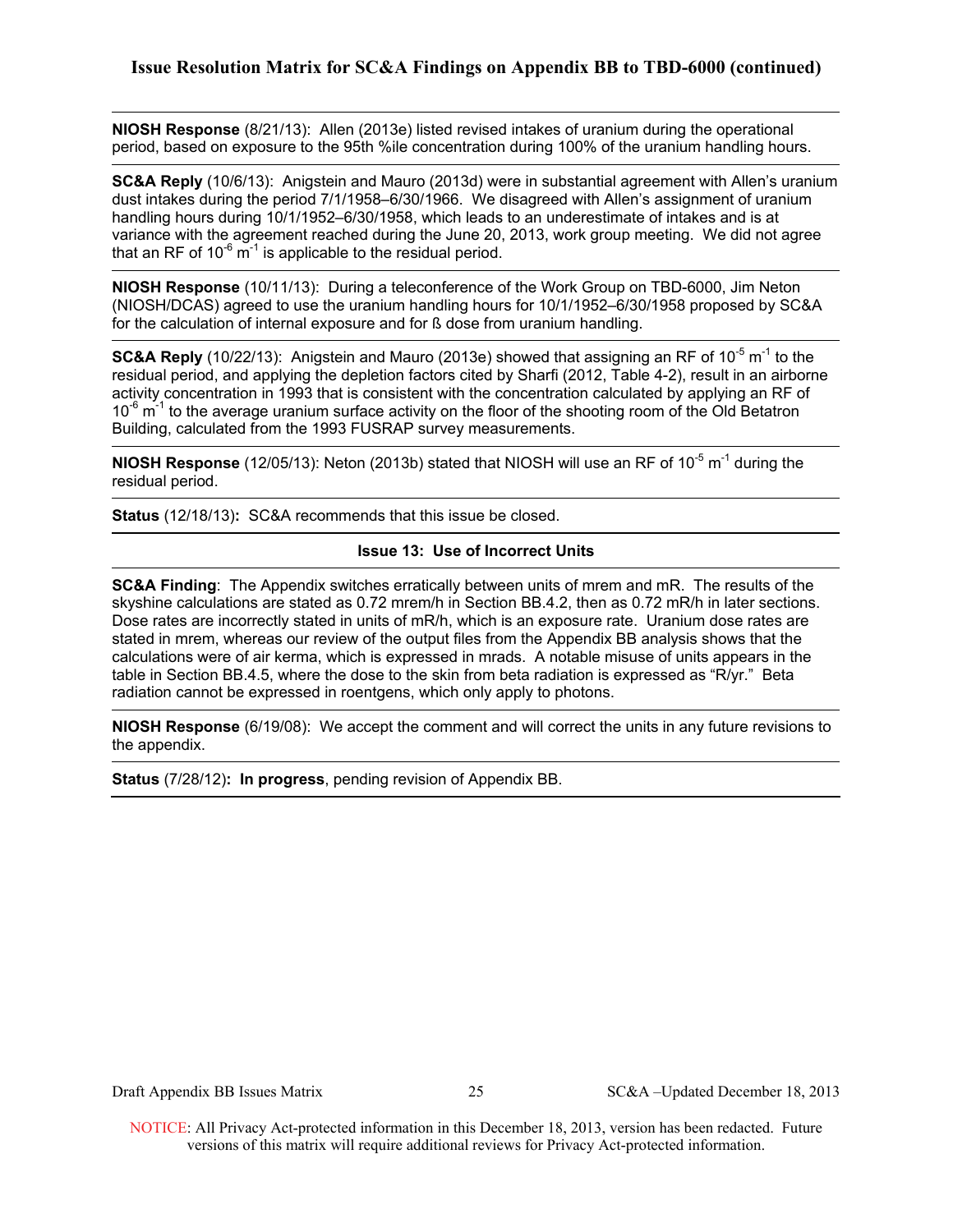**NIOSH Response** (8/21/13): Allen (2013e) listed revised intakes of uranium during the operational period, based on exposure to the 95th %ile concentration during 100% of the uranium handling hours.

**SC&A Reply** (10/6/13): Anigstein and Mauro (2013d) were in substantial agreement with Allen's uranium dust intakes during the period 7/1/1958–6/30/1966. We disagreed with Allen's assignment of uranium handling hours during 10/1/1952–6/30/1958, which leads to an underestimate of intakes and is at variance with the agreement reached during the June 20, 2013, work group meeting. We did not agree that an RF of $10^{-6}$ $m^{-1}$ is applicable to the residual period.

**NIOSH Response** (10/11/13): During a teleconference of the Work Group on TBD-6000, Jim Neton (NIOSH/DCAS) agreed to use the uranium handling hours for 10/1/1952–6/30/1958 proposed by SC&A for the calculation of internal exposure and for ß dose from uranium handling.

**SC&A Reply** (10/22/13): Anigstein and Mauro (2013e) showed that assigning an RF of $10^{-5}$ $m^{-1}$ to the residual period, and applying the depletion factors cited by Sharfi (2012, Table 4-2), result in an airborne activity concentration in 1993 that is consistent with the concentration calculated by applying an RF of $10^{-6}$ $m^{-1}$ to the average uranium surface activity on the floor of the shooting room of the Old Betatron Building, calculated from the 1993 FUSRAP survey measurements.

**NIOSH Response** (12/05/13): Neton (2013b) stated that NIOSH will use an RF of $10^{-5}$ $m^{-1}$ during the residual period.

**Status** (12/18/13)**:** SC&A recommends that this issue be closed.

### Issue 13: Use of Incorrect Units

**SC&A Finding**: The Appendix switches erratically between units of mrem and mR. The results of the skyshine calculations are stated as 0.72 mrem/h in Section BB.4.2, then as 0.72 mR/h in later sections. Dose rates are incorrectly stated in units of mR/h, which is an exposure rate. Uranium dose rates are stated in mrem, whereas our review of the output files from the Appendix BB analysis shows that the calculations were of air kerma, which is expressed in mrads. A notable misuse of units appears in the table in Section BB.4.5, where the dose to the skin from beta radiation is expressed as "R/yr." Beta radiation cannot be expressed in roentgens, which only apply to photons.

**NIOSH Response** (6/19/08): We accept the comment and will correct the units in any future revisions to the appendix.

**Status** (7/28/12)**: In progress**, pending revision of Appendix BB.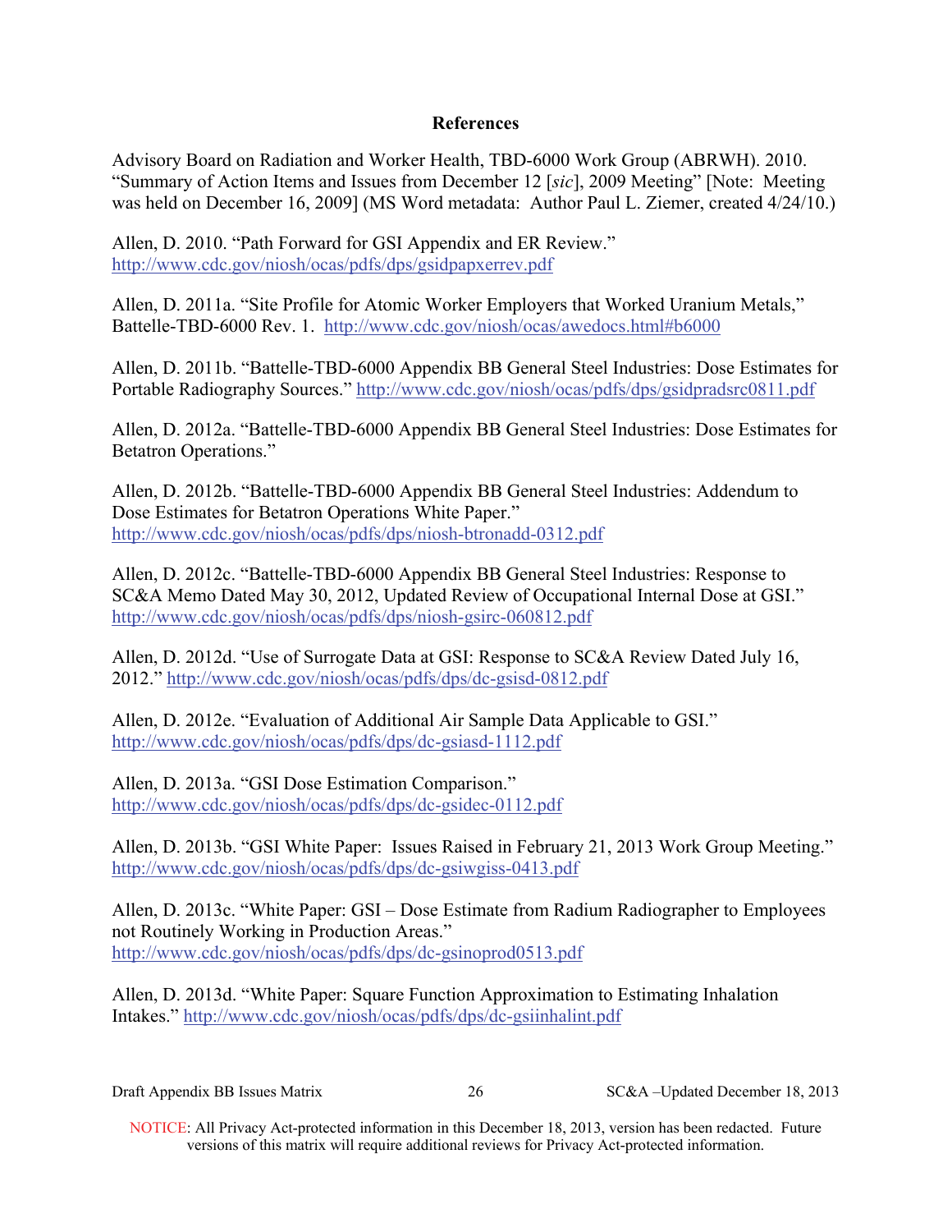# References

Advisory Board on Radiation and Worker Health, TBD-6000 Work Group (ABRWH). 2010. "Summary of Action Items and Issues from December 12 [*sic*], 2009 Meeting" [Note: Meeting was held on December 16, 2009] (MS Word metadata: Author Paul L. Ziemer, created 4/24/10.)

Allen, D. 2010. "Path Forward for GSI Appendix and ER Review." http://www.cdc.gov/niosh/ocas/pdfs/dps/gsidpapxerrev.pdf

Allen, D. 2011a. "Site Profile for Atomic Worker Employers that Worked Uranium Metals," Battelle-TBD-6000 Rev. 1. http://www.cdc.gov/niosh/ocas/awedocs.html#b6000

Allen, D. 2011b. "Battelle-TBD-6000 Appendix BB General Steel Industries: Dose Estimates for Portable Radiography Sources." http://www.cdc.gov/niosh/ocas/pdfs/dps/gsidpradsrc0811.pdf

Allen, D. 2012a. "Battelle-TBD-6000 Appendix BB General Steel Industries: Dose Estimates for Betatron Operations."

Allen, D. 2012b. "Battelle-TBD-6000 Appendix BB General Steel Industries: Addendum to Dose Estimates for Betatron Operations White Paper." http://www.cdc.gov/niosh/ocas/pdfs/dps/niosh-btronadd-0312.pdf

Allen, D. 2012c. "Battelle-TBD-6000 Appendix BB General Steel Industries: Response to SC&A Memo Dated May 30, 2012, Updated Review of Occupational Internal Dose at GSI." http://www.cdc.gov/niosh/ocas/pdfs/dps/niosh-gsirc-060812.pdf

Allen, D. 2012d. "Use of Surrogate Data at GSI: Response to SC&A Review Dated July 16, 2012." http://www.cdc.gov/niosh/ocas/pdfs/dps/dc-gsisd-0812.pdf

Allen, D. 2012e. "Evaluation of Additional Air Sample Data Applicable to GSI." http://www.cdc.gov/niosh/ocas/pdfs/dps/dc-gsiasd-1112.pdf

Allen, D. 2013a. "GSI Dose Estimation Comparison." http://www.cdc.gov/niosh/ocas/pdfs/dps/dc-gsidec-0112.pdf

Allen, D. 2013b. "GSI White Paper: Issues Raised in February 21, 2013 Work Group Meeting." http://www.cdc.gov/niosh/ocas/pdfs/dps/dc-gsiwgiss-0413.pdf

Allen, D. 2013c. "White Paper: GSI – Dose Estimate from Radium Radiographer to Employees not Routinely Working in Production Areas." http://www.cdc.gov/niosh/ocas/pdfs/dps/dc-gsinoprod0513.pdf

Allen, D. 2013d. "White Paper: Square Function Approximation to Estimating Inhalation Intakes." http://www.cdc.gov/niosh/ocas/pdfs/dps/dc-gsiinhalint.pdf

NOTICE: All Privacy Act-protected information in this December 18, 2013, version has been redacted. Future versions of this matrix will require additional reviews for Privacy Act-protected information.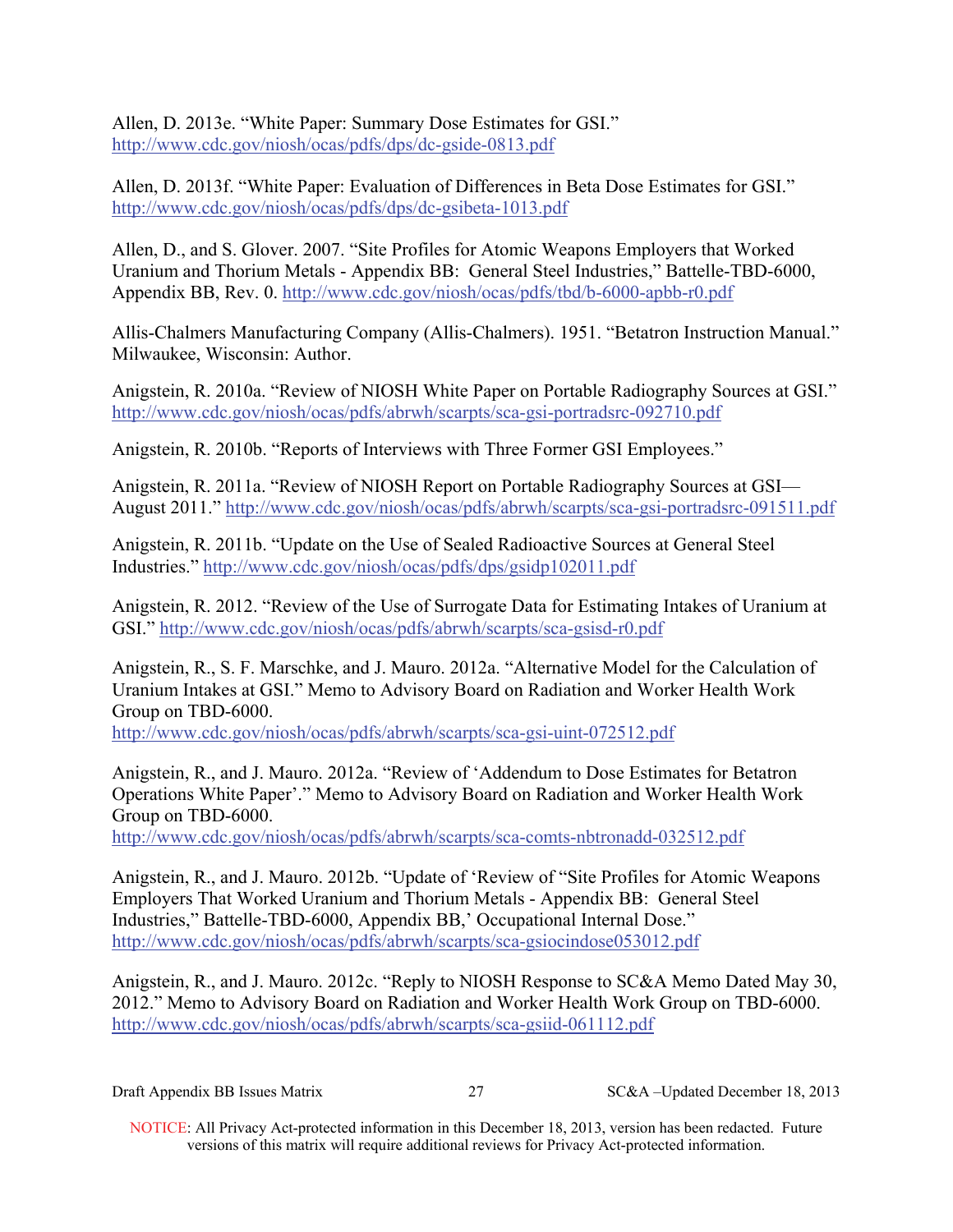Allen, D. 2013e. "White Paper: Summary Dose Estimates for GSI." http://www.cdc.gov/niosh/ocas/pdfs/dps/dc-gside-0813.pdf

Allen, D. 2013f. "White Paper: Evaluation of Differences in Beta Dose Estimates for GSI." http://www.cdc.gov/niosh/ocas/pdfs/dps/dc-gsibeta-1013.pdf

Allen, D., and S. Glover. 2007. "Site Profiles for Atomic Weapons Employers that Worked Uranium and Thorium Metals - Appendix BB: General Steel Industries," Battelle-TBD-6000, Appendix BB, Rev. 0. http://www.cdc.gov/niosh/ocas/pdfs/tbd/b-6000-apbb-r0.pdf

Allis-Chalmers Manufacturing Company (Allis-Chalmers). 1951. "Betatron Instruction Manual." Milwaukee, Wisconsin: Author.

Anigstein, R. 2010a. "Review of NIOSH White Paper on Portable Radiography Sources at GSI." http://www.cdc.gov/niosh/ocas/pdfs/abrwh/scarpts/sca-gsi-portradsrc-092710.pdf

Anigstein, R. 2010b. "Reports of Interviews with Three Former GSI Employees."

Anigstein, R. 2011a. "Review of NIOSH Report on Portable Radiography Sources at GSI—August 2011." http://www.cdc.gov/niosh/ocas/pdfs/abrwh/scarpts/sca-gsi-portradsrc-091511.pdf

Anigstein, R. 2011b. "Update on the Use of Sealed Radioactive Sources at General Steel Industries." http://www.cdc.gov/niosh/ocas/pdfs/dps/gsidp102011.pdf

Anigstein, R. 2012. "Review of the Use of Surrogate Data for Estimating Intakes of Uranium at GSI." http://www.cdc.gov/niosh/ocas/pdfs/abrwh/scarpts/sca-gsisd-r0.pdf

Anigstein, R., S. F. Marschke, and J. Mauro. 2012a. "Alternative Model for the Calculation of Uranium Intakes at GSI." Memo to Advisory Board on Radiation and Worker Health Work Group on TBD-6000. http://www.cdc.gov/niosh/ocas/pdfs/abrwh/scarpts/sca-gsi-uint-072512.pdf

Anigstein, R., and J. Mauro. 2012a. "Review of 'Addendum to Dose Estimates for Betatron Operations White Paper'." Memo to Advisory Board on Radiation and Worker Health Work Group on TBD-6000. http://www.cdc.gov/niosh/ocas/pdfs/abrwh/scarpts/sca-comts-nbtronadd-032512.pdf

Anigstein, R., and J. Mauro. 2012b. "Update of 'Review of "Site Profiles for Atomic Weapons Employers That Worked Uranium and Thorium Metals - Appendix BB: General Steel Industries," Battelle-TBD-6000, Appendix BB,' Occupational Internal Dose." http://www.cdc.gov/niosh/ocas/pdfs/abrwh/scarpts/sca-gsiocindose053012.pdf

Anigstein, R., and J. Mauro. 2012c. "Reply to NIOSH Response to SC&A Memo Dated May 30, 2012." Memo to Advisory Board on Radiation and Worker Health Work Group on TBD-6000. http://www.cdc.gov/niosh/ocas/pdfs/abrwh/scarpts/sca-gsiid-061112.pdf

NOTICE: All Privacy Act-protected information in this December 18, 2013, version has been redacted. Future versions of this matrix will require additional reviews for Privacy Act-protected information.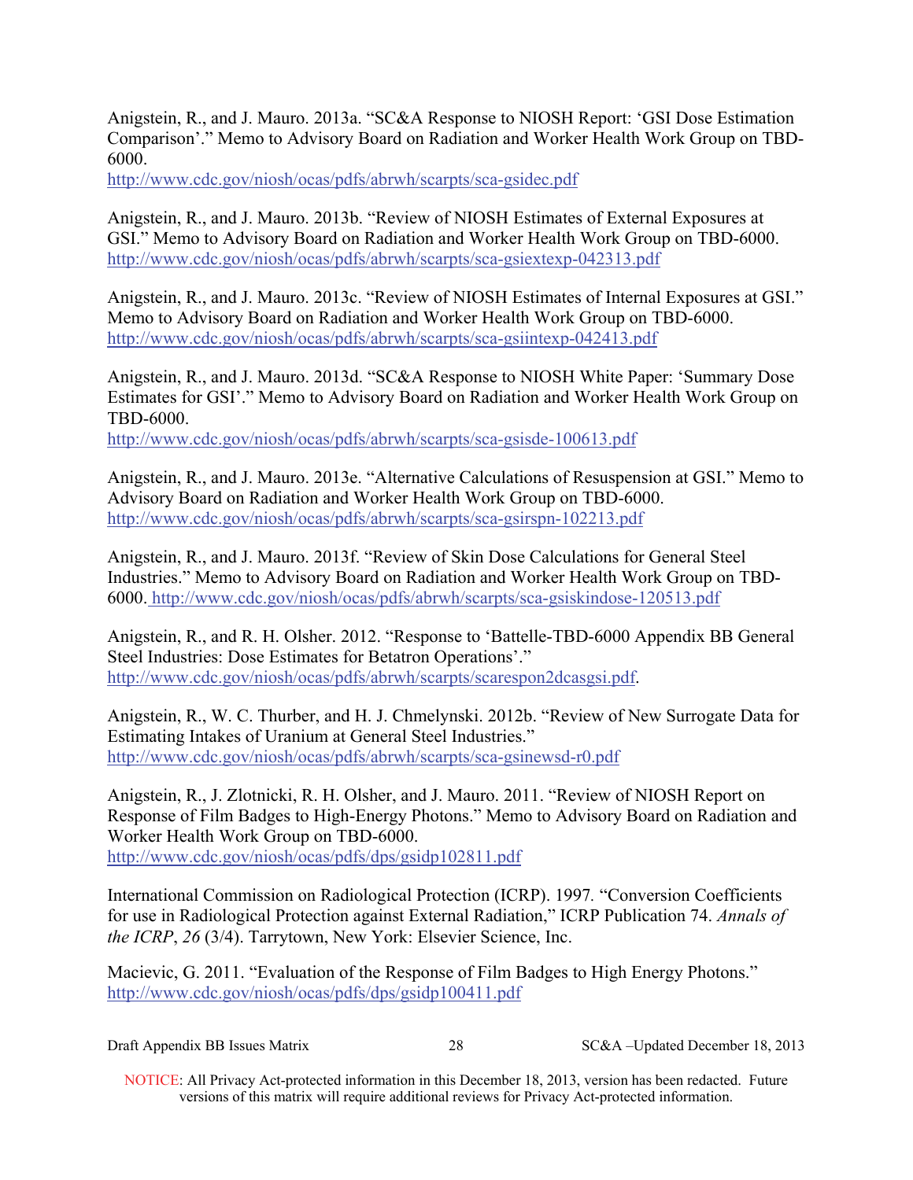Anigstein, R., and J. Mauro. 2013a. "SC&A Response to NIOSH Report: 'GSI Dose Estimation Comparison'." Memo to Advisory Board on Radiation and Worker Health Work Group on TBD-6000.
http://www.cdc.gov/niosh/ocas/pdfs/abrwh/scarpts/sca-gsidec.pdf

Anigstein, R., and J. Mauro. 2013b. "Review of NIOSH Estimates of External Exposures at GSI." Memo to Advisory Board on Radiation and Worker Health Work Group on TBD-6000.
http://www.cdc.gov/niosh/ocas/pdfs/abrwh/scarpts/sca-gsiextexp-042313.pdf

Anigstein, R., and J. Mauro. 2013c. "Review of NIOSH Estimates of Internal Exposures at GSI." Memo to Advisory Board on Radiation and Worker Health Work Group on TBD-6000.
http://www.cdc.gov/niosh/ocas/pdfs/abrwh/scarpts/sca-gsiintexp-042413.pdf

Anigstein, R., and J. Mauro. 2013d. "SC&A Response to NIOSH White Paper: 'Summary Dose Estimates for GSI'." Memo to Advisory Board on Radiation and Worker Health Work Group on TBD-6000.
http://www.cdc.gov/niosh/ocas/pdfs/abrwh/scarpts/sca-gsisde-100613.pdf

Anigstein, R., and J. Mauro. 2013e. "Alternative Calculations of Resuspension at GSI." Memo to Advisory Board on Radiation and Worker Health Work Group on TBD-6000.
http://www.cdc.gov/niosh/ocas/pdfs/abrwh/scarpts/sca-gsirspn-102213.pdf

Anigstein, R., and J. Mauro. 2013f. "Review of Skin Dose Calculations for General Steel Industries." Memo to Advisory Board on Radiation and Worker Health Work Group on TBD-6000. http://www.cdc.gov/niosh/ocas/pdfs/abrwh/scarpts/sca-gsiskindose-120513.pdf

Anigstein, R., and R. H. Olsher. 2012. "Response to 'Battelle-TBD-6000 Appendix BB General Steel Industries: Dose Estimates for Betatron Operations'."
http://www.cdc.gov/niosh/ocas/pdfs/abrwh/scarpts/scarespon2dcasgsi.pdf.

Anigstein, R., W. C. Thurber, and H. J. Chmelynski. 2012b. "Review of New Surrogate Data for Estimating Intakes of Uranium at General Steel Industries."
http://www.cdc.gov/niosh/ocas/pdfs/abrwh/scarpts/sca-gsinewsd-r0.pdf

Anigstein, R., J. Zlotnicki, R. H. Olsher, and J. Mauro. 2011. "Review of NIOSH Report on Response of Film Badges to High-Energy Photons." Memo to Advisory Board on Radiation and Worker Health Work Group on TBD-6000.
http://www.cdc.gov/niosh/ocas/pdfs/dps/gsidp102811.pdf

International Commission on Radiological Protection (ICRP). 1997. "Conversion Coefficients for use in Radiological Protection against External Radiation," ICRP Publication 74. *Annals of the ICRP*, *26* (3/4). Tarrytown, New York: Elsevier Science, Inc.

Macievic, G. 2011. "Evaluation of the Response of Film Badges to High Energy Photons."
http://www.cdc.gov/niosh/ocas/pdfs/dps/gsidp100411.pdf

NOTICE: All Privacy Act-protected information in this December 18, 2013, version has been redacted. Future versions of this matrix will require additional reviews for Privacy Act-protected information.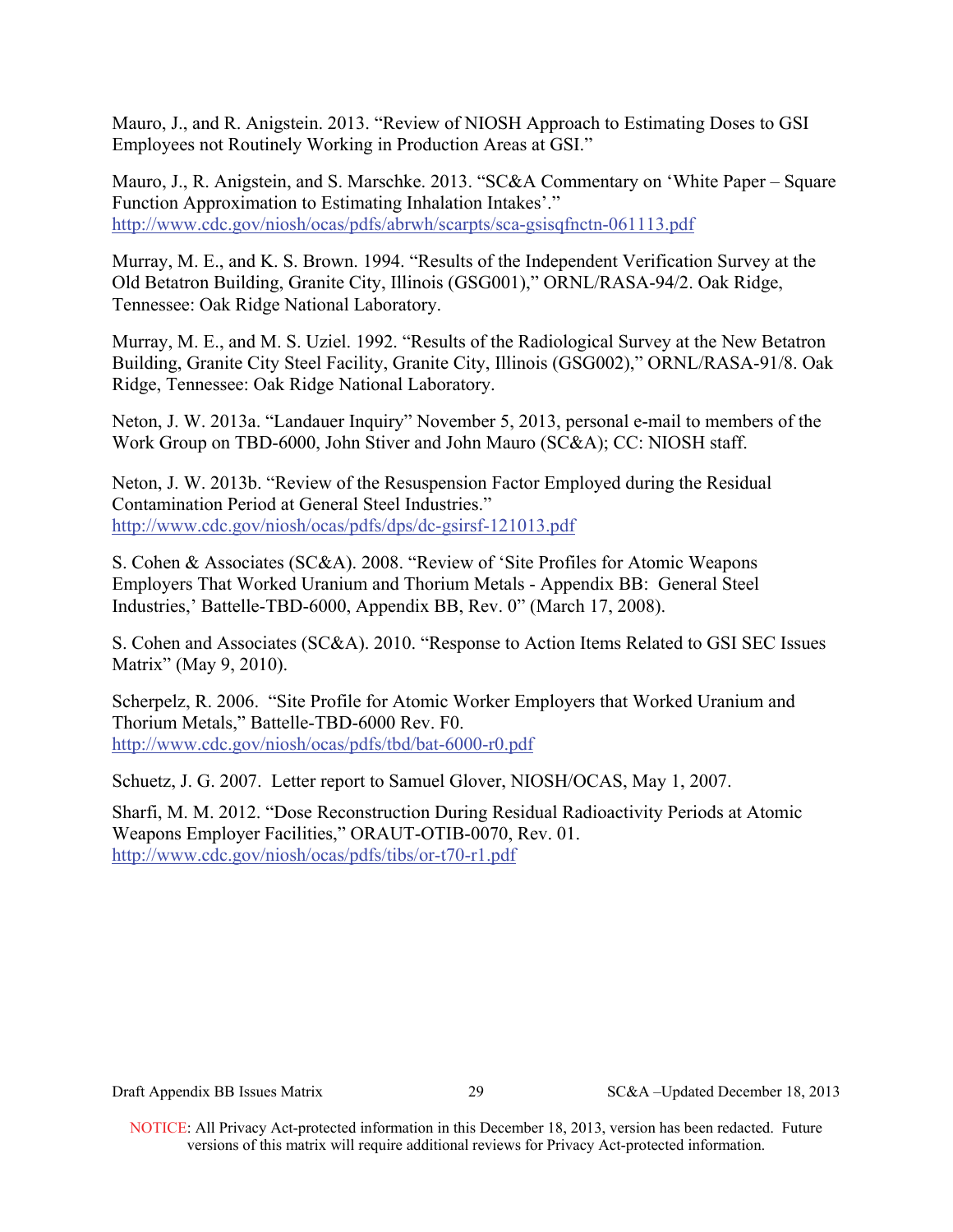Mauro, J., and R. Anigstein. 2013. "Review of NIOSH Approach to Estimating Doses to GSI Employees not Routinely Working in Production Areas at GSI."

Mauro, J., R. Anigstein, and S. Marschke. 2013. "SC&A Commentary on 'White Paper – Square Function Approximation to Estimating Inhalation Intakes'." http://www.cdc.gov/niosh/ocas/pdfs/abrwh/scarpts/sca-gsisqfnctn-061113.pdf

Murray, M. E., and K. S. Brown. 1994. "Results of the Independent Verification Survey at the Old Betatron Building, Granite City, Illinois (GSG001)," ORNL/RASA-94/2. Oak Ridge, Tennessee: Oak Ridge National Laboratory.

Murray, M. E., and M. S. Uziel. 1992. "Results of the Radiological Survey at the New Betatron Building, Granite City Steel Facility, Granite City, Illinois (GSG002)," ORNL/RASA-91/8. Oak Ridge, Tennessee: Oak Ridge National Laboratory.

Neton, J. W. 2013a. "Landauer Inquiry" November 5, 2013, personal e-mail to members of the Work Group on TBD-6000, John Stiver and John Mauro (SC&A); CC: NIOSH staff.

Neton, J. W. 2013b. "Review of the Resuspension Factor Employed during the Residual Contamination Period at General Steel Industries." http://www.cdc.gov/niosh/ocas/pdfs/dps/dc-gsirsf-121013.pdf

S. Cohen & Associates (SC&A). 2008. "Review of 'Site Profiles for Atomic Weapons Employers That Worked Uranium and Thorium Metals - Appendix BB: General Steel Industries,' Battelle-TBD-6000, Appendix BB, Rev. 0" (March 17, 2008).

S. Cohen and Associates (SC&A). 2010. "Response to Action Items Related to GSI SEC Issues Matrix" (May 9, 2010).

Scherpelz, R. 2006. "Site Profile for Atomic Worker Employers that Worked Uranium and Thorium Metals," Battelle-TBD-6000 Rev. F0. http://www.cdc.gov/niosh/ocas/pdfs/tbd/bat-6000-r0.pdf

Schuetz, J. G. 2007. Letter report to Samuel Glover, NIOSH/OCAS, May 1, 2007.

Sharfi, M. M. 2012. "Dose Reconstruction During Residual Radioactivity Periods at Atomic Weapons Employer Facilities," ORAUT-OTIB-0070, Rev. 01. http://www.cdc.gov/niosh/ocas/pdfs/tibs/or-t70-r1.pdf

NOTICE: All Privacy Act-protected information in this December 18, 2013, version has been redacted. Future versions of this matrix will require additional reviews for Privacy Act-protected information.